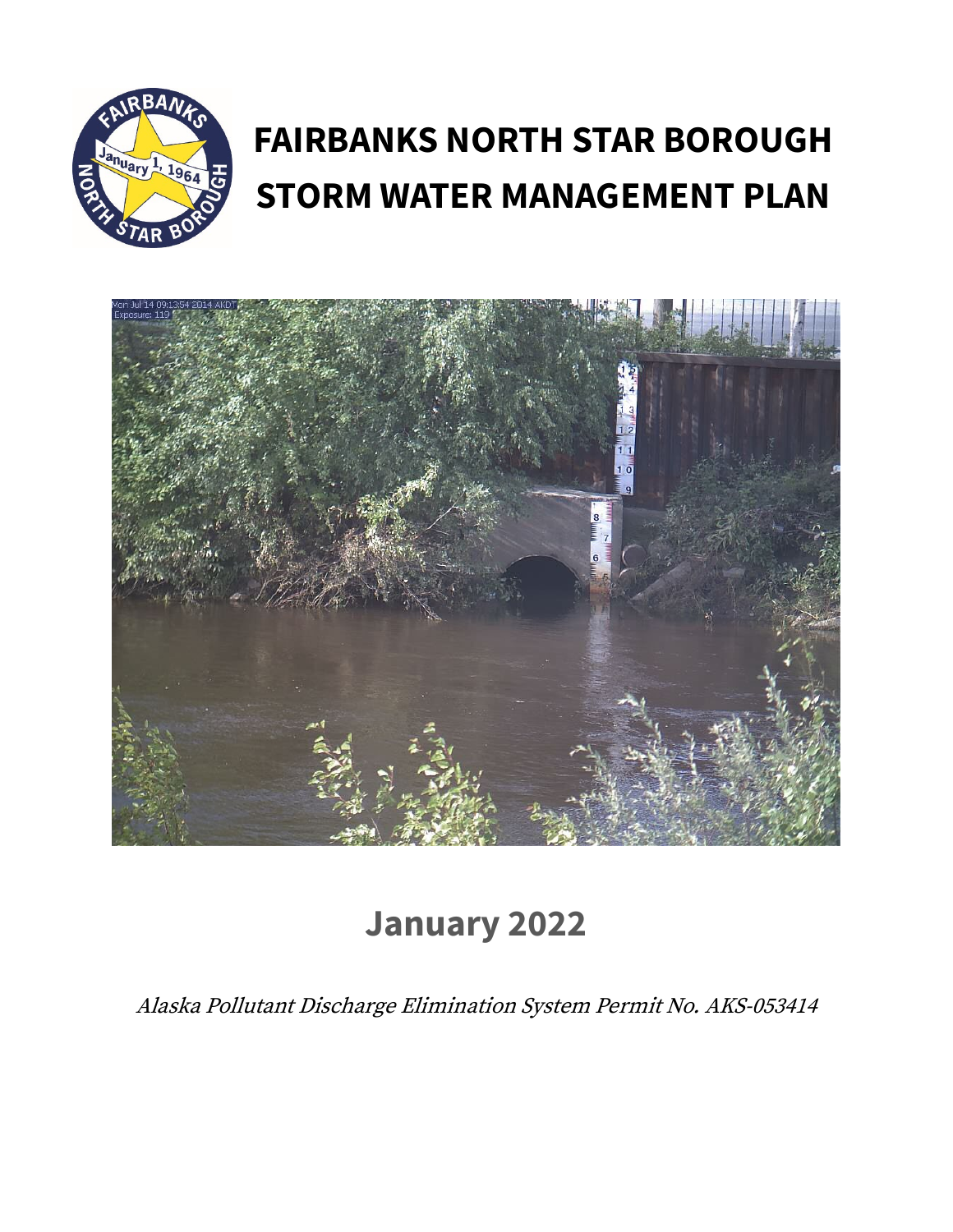# FAIRBANKS NORTH STAR BOROUGH
# STORM WATER MANAGEMENT PLAN

## January 2022

*Alaska Pollutant Discharge Elimination System Permit No. AKS-053414*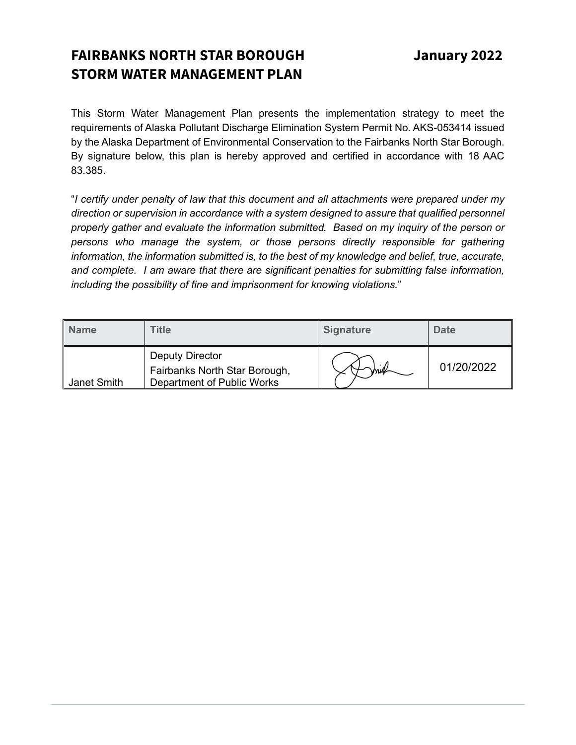# FAIRBANKS NORTH STAR BOROUGH STORM WATER MANAGEMENT PLAN

**January 2022**

This Storm Water Management Plan presents the implementation strategy to meet the requirements of Alaska Pollutant Discharge Elimination System Permit No. AKS-053414 issued by the Alaska Department of Environmental Conservation to the Fairbanks North Star Borough. By signature below, this plan is hereby approved and certified in accordance with 18 AAC 83.385.

"*I certify under penalty of law that this document and all attachments were prepared under my direction or supervision in accordance with a system designed to assure that qualified personnel properly gather and evaluate the information submitted. Based on my inquiry of the person or persons who manage the system, or those persons directly responsible for gathering information, the information submitted is, to the best of my knowledge and belief, true, accurate, and complete. I am aware that there are significant penalties for submitting false information, including the possibility of fine and imprisonment for knowing violations.*"

| Name | Title | Signature | Date |
| --- | --- | --- | --- |
| Janet Smith | Deputy Director<br>Fairbanks North Star Borough, Department of Public Works | | 01/20/2022 |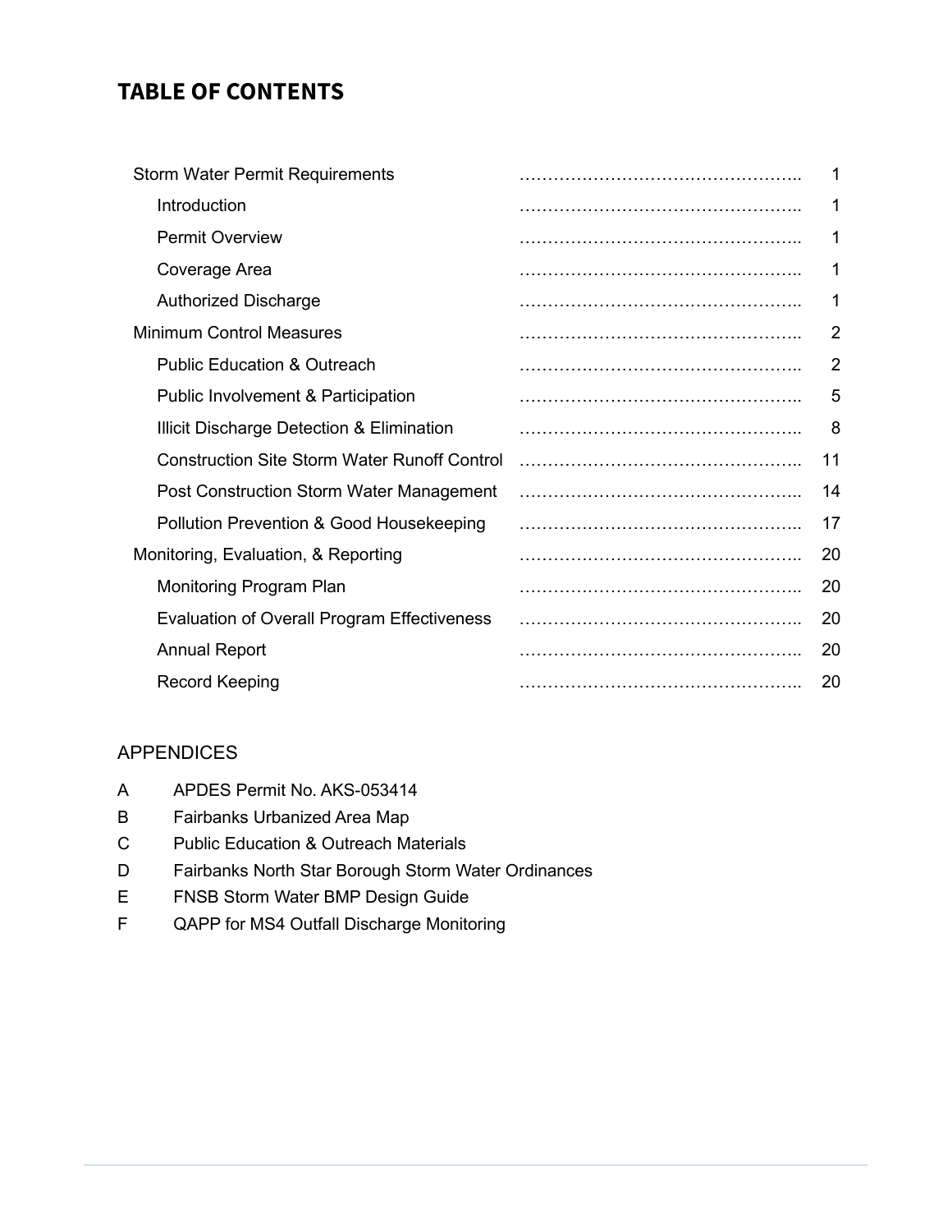# TABLE OF CONTENTS

| Section | | Page |
|---|---|---|
| Storm Water Permit Requirements | ………………………………………….. | 1 |
| Introduction | ………………………………………….. | 1 |
| Permit Overview | ………………………………………….. | 1 |
| Coverage Area | ………………………………………….. | 1 |
| Authorized Discharge | ………………………………………….. | 1 |
| Minimum Control Measures | ………………………………………….. | 2 |
| Public Education & Outreach | ………………………………………….. | 2 |
| Public Involvement & Participation | ………………………………………….. | 5 |
| Illicit Discharge Detection & Elimination | ………………………………………….. | 8 |
| Construction Site Storm Water Runoff Control | ………………………………………….. | 11 |
| Post Construction Storm Water Management | ………………………………………….. | 14 |
| Pollution Prevention & Good Housekeeping | ………………………………………….. | 17 |
| Monitoring, Evaluation, & Reporting | ………………………………………….. | 20 |
| Monitoring Program Plan | ………………………………………….. | 20 |
| Evaluation of Overall Program Effectiveness | ………………………………………….. | 20 |
| Annual Report | ………………………………………….. | 20 |
| Record Keeping | ………………………………………….. | 20 |

APPENDICES

- A APDES Permit No. AKS-053414
- B Fairbanks Urbanized Area Map
- C Public Education & Outreach Materials
- D Fairbanks North Star Borough Storm Water Ordinances
- E FNSB Storm Water BMP Design Guide
- F QAPP for MS4 Outfall Discharge Monitoring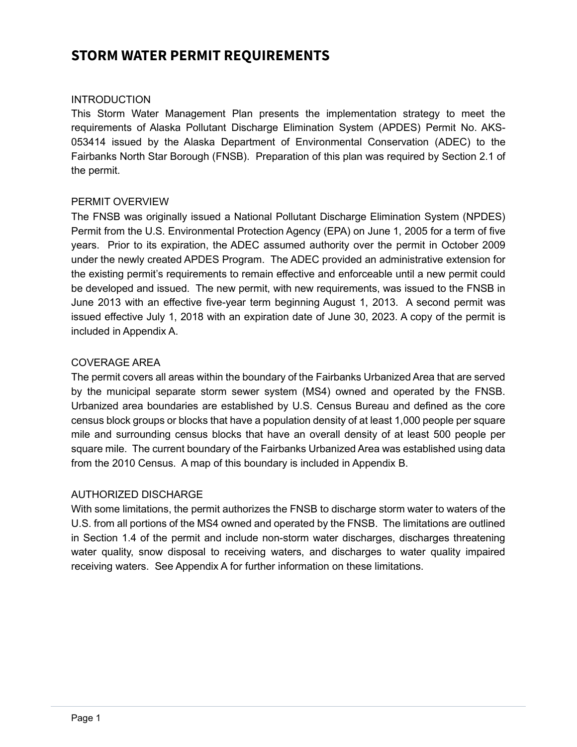# STORM WATER PERMIT REQUIREMENTS

INTRODUCTION

This Storm Water Management Plan presents the implementation strategy to meet the requirements of Alaska Pollutant Discharge Elimination System (APDES) Permit No. AKS-053414 issued by the Alaska Department of Environmental Conservation (ADEC) to the Fairbanks North Star Borough (FNSB). Preparation of this plan was required by Section 2.1 of the permit.

PERMIT OVERVIEW

The FNSB was originally issued a National Pollutant Discharge Elimination System (NPDES) Permit from the U.S. Environmental Protection Agency (EPA) on June 1, 2005 for a term of five years. Prior to its expiration, the ADEC assumed authority over the permit in October 2009 under the newly created APDES Program. The ADEC provided an administrative extension for the existing permit's requirements to remain effective and enforceable until a new permit could be developed and issued. The new permit, with new requirements, was issued to the FNSB in June 2013 with an effective five-year term beginning August 1, 2013. A second permit was issued effective July 1, 2018 with an expiration date of June 30, 2023. A copy of the permit is included in Appendix A.

COVERAGE AREA

The permit covers all areas within the boundary of the Fairbanks Urbanized Area that are served by the municipal separate storm sewer system (MS4) owned and operated by the FNSB. Urbanized area boundaries are established by U.S. Census Bureau and defined as the core census block groups or blocks that have a population density of at least 1,000 people per square mile and surrounding census blocks that have an overall density of at least 500 people per square mile. The current boundary of the Fairbanks Urbanized Area was established using data from the 2010 Census. A map of this boundary is included in Appendix B.

AUTHORIZED DISCHARGE

With some limitations, the permit authorizes the FNSB to discharge storm water to waters of the U.S. from all portions of the MS4 owned and operated by the FNSB. The limitations are outlined in Section 1.4 of the permit and include non-storm water discharges, discharges threatening water quality, snow disposal to receiving waters, and discharges to water quality impaired receiving waters. See Appendix A for further information on these limitations.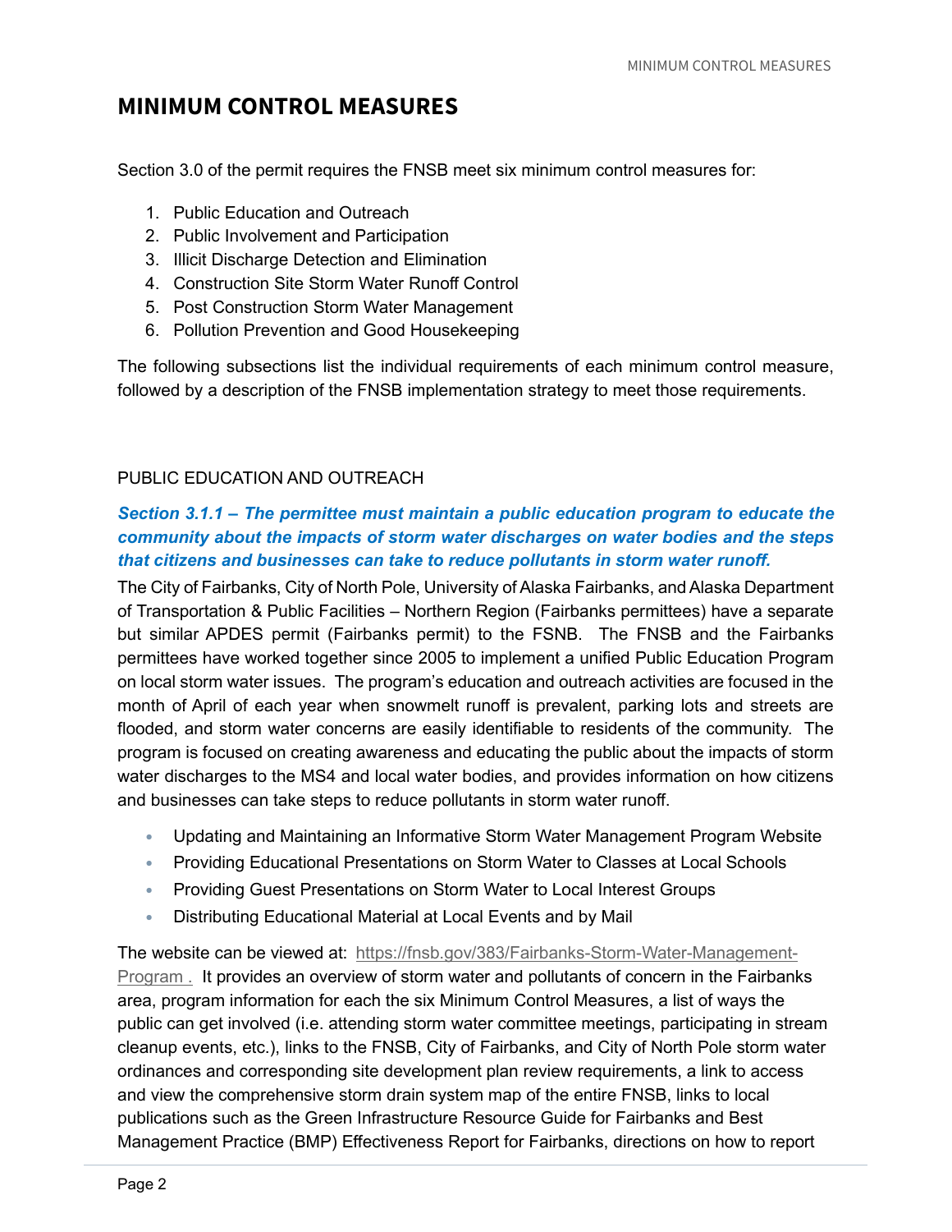# MINIMUM CONTROL MEASURES

Section 3.0 of the permit requires the FNSB meet six minimum control measures for:

1. Public Education and Outreach
2. Public Involvement and Participation
3. Illicit Discharge Detection and Elimination
4. Construction Site Storm Water Runoff Control
5. Post Construction Storm Water Management
6. Pollution Prevention and Good Housekeeping

The following subsections list the individual requirements of each minimum control measure, followed by a description of the FNSB implementation strategy to meet those requirements.

## PUBLIC EDUCATION AND OUTREACH

***Section 3.1.1 – The permittee must maintain a public education program to educate the community about the impacts of storm water discharges on water bodies and the steps that citizens and businesses can take to reduce pollutants in storm water runoff.***

The City of Fairbanks, City of North Pole, University of Alaska Fairbanks, and Alaska Department of Transportation & Public Facilities – Northern Region (Fairbanks permittees) have a separate but similar APDES permit (Fairbanks permit) to the FSNB. The FNSB and the Fairbanks permittees have worked together since 2005 to implement a unified Public Education Program on local storm water issues. The program's education and outreach activities are focused in the month of April of each year when snowmelt runoff is prevalent, parking lots and streets are flooded, and storm water concerns are easily identifiable to residents of the community. The program is focused on creating awareness and educating the public about the impacts of storm water discharges to the MS4 and local water bodies, and provides information on how citizens and businesses can take steps to reduce pollutants in storm water runoff.

- Updating and Maintaining an Informative Storm Water Management Program Website
- Providing Educational Presentations on Storm Water to Classes at Local Schools
- Providing Guest Presentations on Storm Water to Local Interest Groups
- Distributing Educational Material at Local Events and by Mail

The website can be viewed at: https://fnsb.gov/383/Fairbanks-Storm-Water-Management-Program . It provides an overview of storm water and pollutants of concern in the Fairbanks area, program information for each the six Minimum Control Measures, a list of ways the public can get involved (i.e. attending storm water committee meetings, participating in stream cleanup events, etc.), links to the FNSB, City of Fairbanks, and City of North Pole storm water ordinances and corresponding site development plan review requirements, a link to access and view the comprehensive storm drain system map of the entire FNSB, links to local publications such as the Green Infrastructure Resource Guide for Fairbanks and Best Management Practice (BMP) Effectiveness Report for Fairbanks, directions on how to report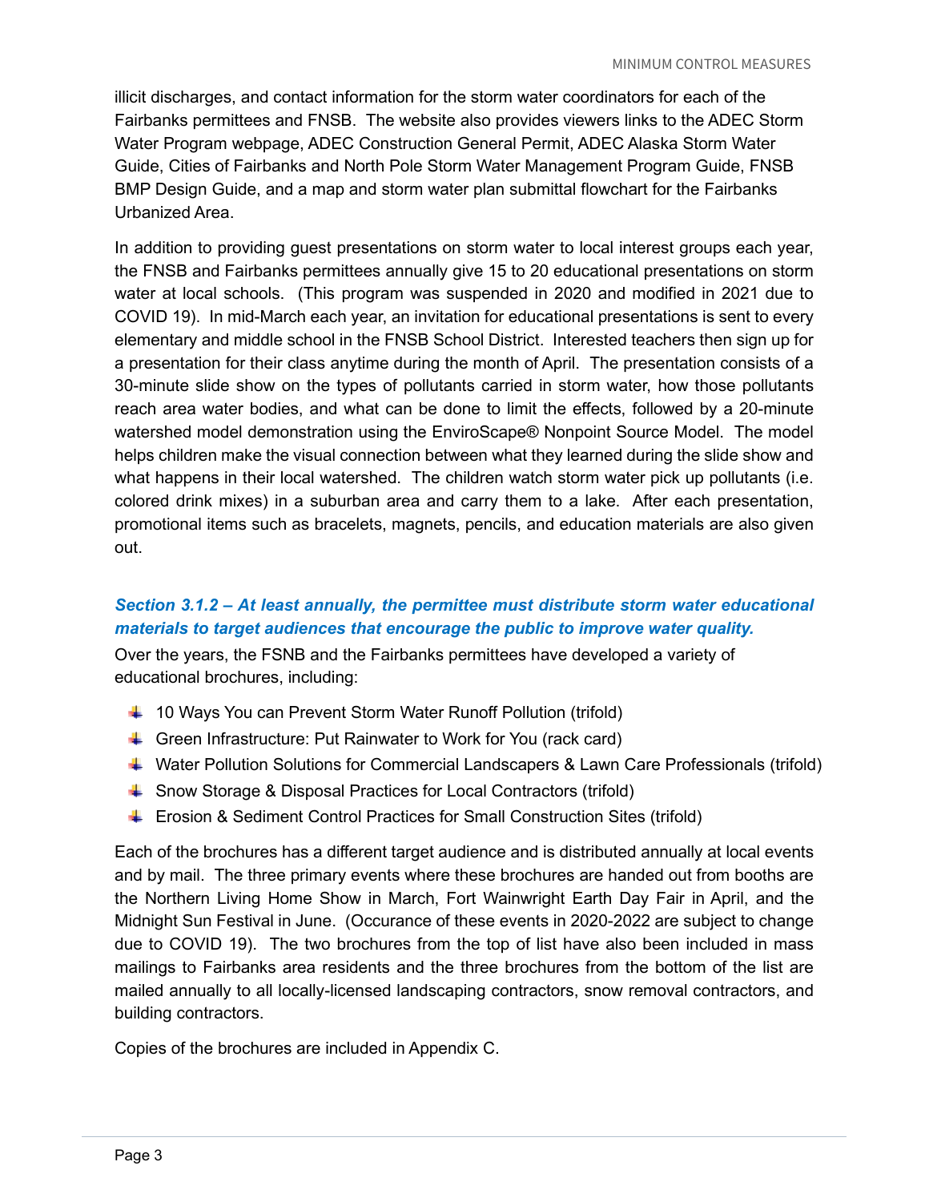illicit discharges, and contact information for the storm water coordinators for each of the Fairbanks permittees and FNSB. The website also provides viewers links to the ADEC Storm Water Program webpage, ADEC Construction General Permit, ADEC Alaska Storm Water Guide, Cities of Fairbanks and North Pole Storm Water Management Program Guide, FNSB BMP Design Guide, and a map and storm water plan submittal flowchart for the Fairbanks Urbanized Area.

In addition to providing guest presentations on storm water to local interest groups each year, the FNSB and Fairbanks permittees annually give 15 to 20 educational presentations on storm water at local schools. (This program was suspended in 2020 and modified in 2021 due to COVID 19). In mid-March each year, an invitation for educational presentations is sent to every elementary and middle school in the FNSB School District. Interested teachers then sign up for a presentation for their class anytime during the month of April. The presentation consists of a 30-minute slide show on the types of pollutants carried in storm water, how those pollutants reach area water bodies, and what can be done to limit the effects, followed by a 20-minute watershed model demonstration using the EnviroScape® Nonpoint Source Model. The model helps children make the visual connection between what they learned during the slide show and what happens in their local watershed. The children watch storm water pick up pollutants (i.e. colored drink mixes) in a suburban area and carry them to a lake. After each presentation, promotional items such as bracelets, magnets, pencils, and education materials are also given out.

### *Section 3.1.2 – At least annually, the permittee must distribute storm water educational materials to target audiences that encourage the public to improve water quality.*

Over the years, the FSNB and the Fairbanks permittees have developed a variety of educational brochures, including:

- 10 Ways You can Prevent Storm Water Runoff Pollution (trifold)
- Green Infrastructure: Put Rainwater to Work for You (rack card)
- Water Pollution Solutions for Commercial Landscapers & Lawn Care Professionals (trifold)
- Snow Storage & Disposal Practices for Local Contractors (trifold)
- Erosion & Sediment Control Practices for Small Construction Sites (trifold)

Each of the brochures has a different target audience and is distributed annually at local events and by mail. The three primary events where these brochures are handed out from booths are the Northern Living Home Show in March, Fort Wainwright Earth Day Fair in April, and the Midnight Sun Festival in June. (Occurance of these events in 2020-2022 are subject to change due to COVID 19). The two brochures from the top of list have also been included in mass mailings to Fairbanks area residents and the three brochures from the bottom of the list are mailed annually to all locally-licensed landscaping contractors, snow removal contractors, and building contractors.

Copies of the brochures are included in Appendix C.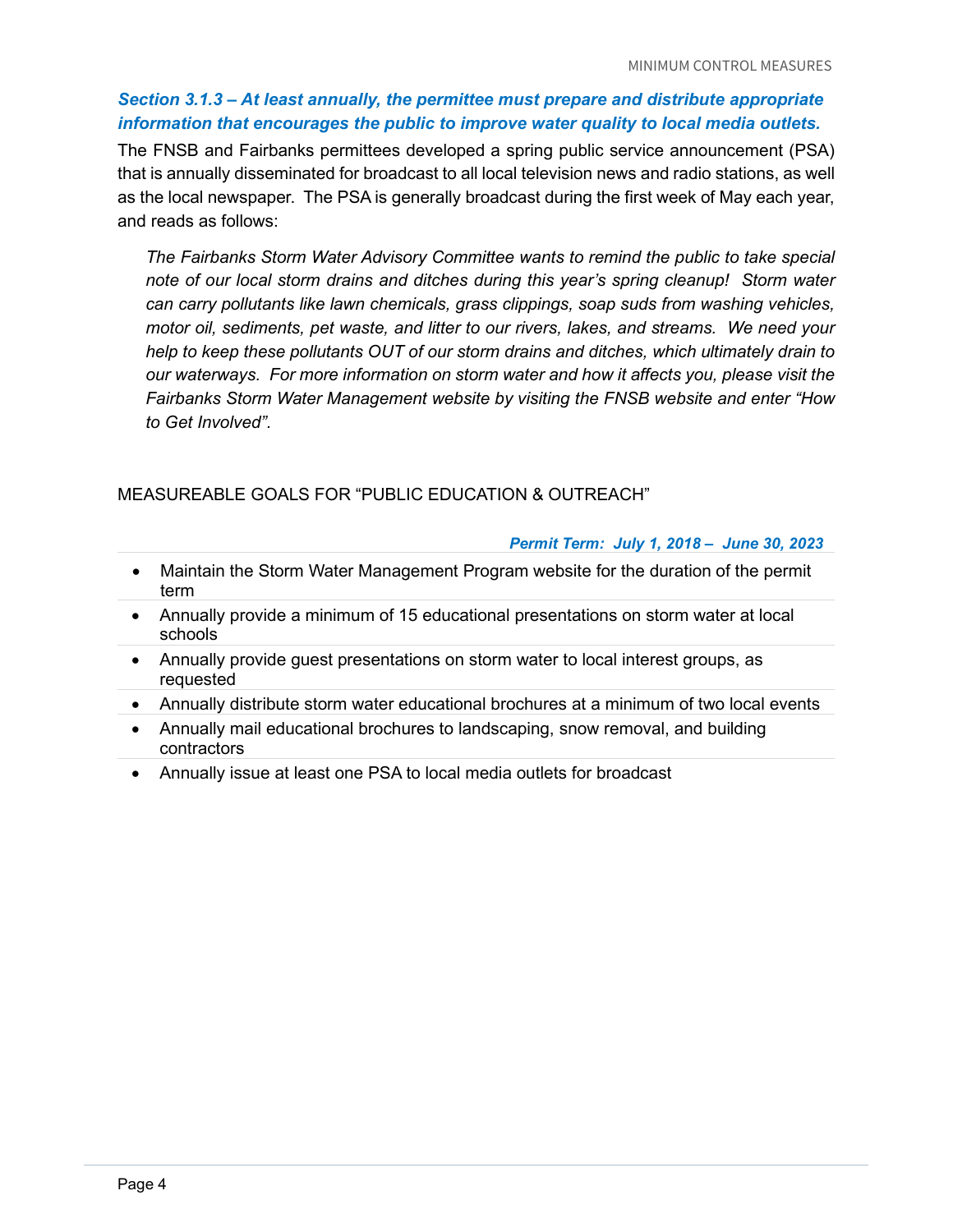### *Section 3.1.3 – At least annually, the permittee must prepare and distribute appropriate information that encourages the public to improve water quality to local media outlets.*

The FNSB and Fairbanks permittees developed a spring public service announcement (PSA) that is annually disseminated for broadcast to all local television news and radio stations, as well as the local newspaper. The PSA is generally broadcast during the first week of May each year, and reads as follows:

> *The Fairbanks Storm Water Advisory Committee wants to remind the public to take special note of our local storm drains and ditches during this year's spring cleanup! Storm water can carry pollutants like lawn chemicals, grass clippings, soap suds from washing vehicles, motor oil, sediments, pet waste, and litter to our rivers, lakes, and streams. We need your help to keep these pollutants OUT of our storm drains and ditches, which ultimately drain to our waterways. For more information on storm water and how it affects you, please visit the Fairbanks Storm Water Management website by visiting the FNSB website and enter "How to Get Involved".*

MEASUREABLE GOALS FOR "PUBLIC EDUCATION & OUTREACH"

***Permit Term: July 1, 2018 – June 30, 2023***

- Maintain the Storm Water Management Program website for the duration of the permit term
- Annually provide a minimum of 15 educational presentations on storm water at local schools
- Annually provide guest presentations on storm water to local interest groups, as requested
- Annually distribute storm water educational brochures at a minimum of two local events
- Annually mail educational brochures to landscaping, snow removal, and building contractors
- Annually issue at least one PSA to local media outlets for broadcast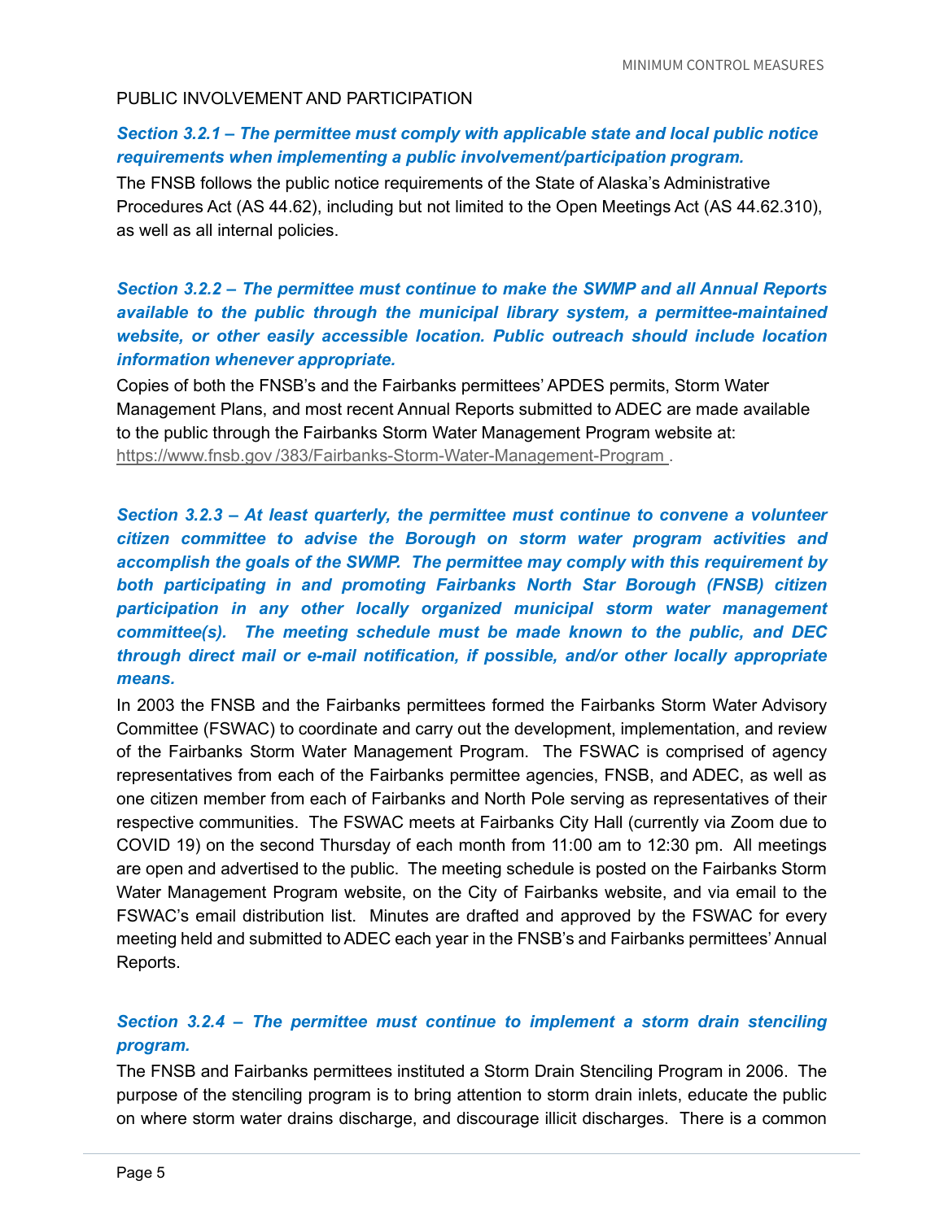## PUBLIC INVOLVEMENT AND PARTICIPATION

***Section 3.2.1 – The permittee must comply with applicable state and local public notice requirements when implementing a public involvement/participation program.***

The FNSB follows the public notice requirements of the State of Alaska's Administrative Procedures Act (AS 44.62), including but not limited to the Open Meetings Act (AS 44.62.310), as well as all internal policies.

***Section 3.2.2 – The permittee must continue to make the SWMP and all Annual Reports available to the public through the municipal library system, a permittee-maintained website, or other easily accessible location. Public outreach should include location information whenever appropriate.***

Copies of both the FNSB's and the Fairbanks permittees' APDES permits, Storm Water Management Plans, and most recent Annual Reports submitted to ADEC are made available to the public through the Fairbanks Storm Water Management Program website at: https://www.fnsb.gov /383/Fairbanks-Storm-Water-Management-Program .

***Section 3.2.3 – At least quarterly, the permittee must continue to convene a volunteer citizen committee to advise the Borough on storm water program activities and accomplish the goals of the SWMP. The permittee may comply with this requirement by both participating in and promoting Fairbanks North Star Borough (FNSB) citizen participation in any other locally organized municipal storm water management committee(s). The meeting schedule must be made known to the public, and DEC through direct mail or e-mail notification, if possible, and/or other locally appropriate means.***

In 2003 the FNSB and the Fairbanks permittees formed the Fairbanks Storm Water Advisory Committee (FSWAC) to coordinate and carry out the development, implementation, and review of the Fairbanks Storm Water Management Program. The FSWAC is comprised of agency representatives from each of the Fairbanks permittee agencies, FNSB, and ADEC, as well as one citizen member from each of Fairbanks and North Pole serving as representatives of their respective communities. The FSWAC meets at Fairbanks City Hall (currently via Zoom due to COVID 19) on the second Thursday of each month from 11:00 am to 12:30 pm. All meetings are open and advertised to the public. The meeting schedule is posted on the Fairbanks Storm Water Management Program website, on the City of Fairbanks website, and via email to the FSWAC's email distribution list. Minutes are drafted and approved by the FSWAC for every meeting held and submitted to ADEC each year in the FNSB's and Fairbanks permittees' Annual Reports.

***Section 3.2.4 – The permittee must continue to implement a storm drain stenciling program.***

The FNSB and Fairbanks permittees instituted a Storm Drain Stenciling Program in 2006. The purpose of the stenciling program is to bring attention to storm drain inlets, educate the public on where storm water drains discharge, and discourage illicit discharges. There is a common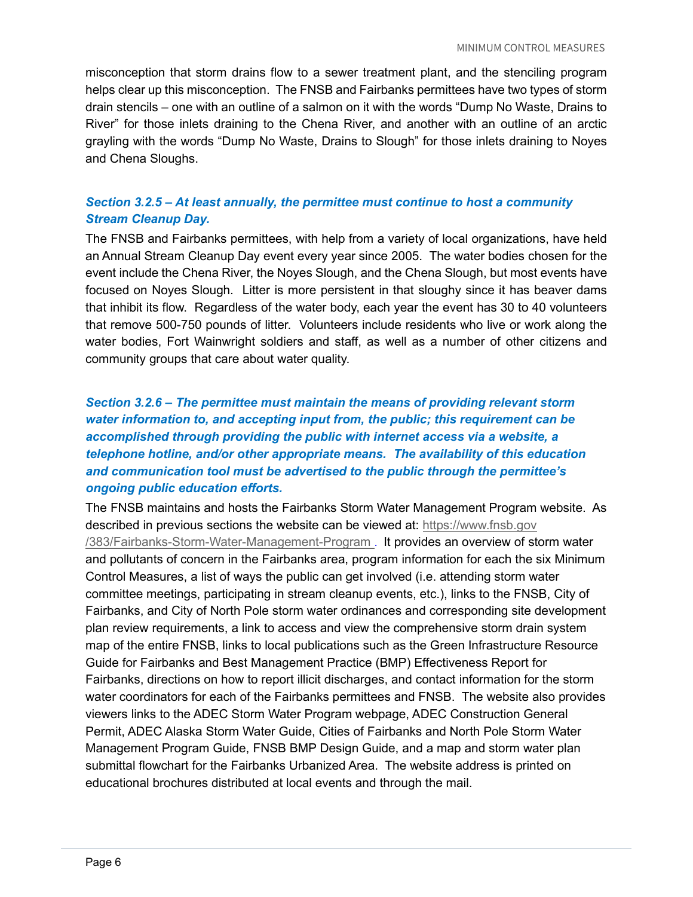misconception that storm drains flow to a sewer treatment plant, and the stenciling program helps clear up this misconception. The FNSB and Fairbanks permittees have two types of storm drain stencils – one with an outline of a salmon on it with the words "Dump No Waste, Drains to River" for those inlets draining to the Chena River, and another with an outline of an arctic grayling with the words "Dump No Waste, Drains to Slough" for those inlets draining to Noyes and Chena Sloughs.

### *Section 3.2.5 – At least annually, the permittee must continue to host a community Stream Cleanup Day.*

The FNSB and Fairbanks permittees, with help from a variety of local organizations, have held an Annual Stream Cleanup Day event every year since 2005. The water bodies chosen for the event include the Chena River, the Noyes Slough, and the Chena Slough, but most events have focused on Noyes Slough. Litter is more persistent in that sloughy since it has beaver dams that inhibit its flow. Regardless of the water body, each year the event has 30 to 40 volunteers that remove 500-750 pounds of litter. Volunteers include residents who live or work along the water bodies, Fort Wainwright soldiers and staff, as well as a number of other citizens and community groups that care about water quality.

### *Section 3.2.6 – The permittee must maintain the means of providing relevant storm water information to, and accepting input from, the public; this requirement can be accomplished through providing the public with internet access via a website, a telephone hotline, and/or other appropriate means. The availability of this education and communication tool must be advertised to the public through the permittee's ongoing public education efforts.*

The FNSB maintains and hosts the Fairbanks Storm Water Management Program website. As described in previous sections the website can be viewed at: https://www.fnsb.gov/383/Fairbanks-Storm-Water-Management-Program . It provides an overview of storm water and pollutants of concern in the Fairbanks area, program information for each the six Minimum Control Measures, a list of ways the public can get involved (i.e. attending storm water committee meetings, participating in stream cleanup events, etc.), links to the FNSB, City of Fairbanks, and City of North Pole storm water ordinances and corresponding site development plan review requirements, a link to access and view the comprehensive storm drain system map of the entire FNSB, links to local publications such as the Green Infrastructure Resource Guide for Fairbanks and Best Management Practice (BMP) Effectiveness Report for Fairbanks, directions on how to report illicit discharges, and contact information for the storm water coordinators for each of the Fairbanks permittees and FNSB. The website also provides viewers links to the ADEC Storm Water Program webpage, ADEC Construction General Permit, ADEC Alaska Storm Water Guide, Cities of Fairbanks and North Pole Storm Water Management Program Guide, FNSB BMP Design Guide, and a map and storm water plan submittal flowchart for the Fairbanks Urbanized Area. The website address is printed on educational brochures distributed at local events and through the mail.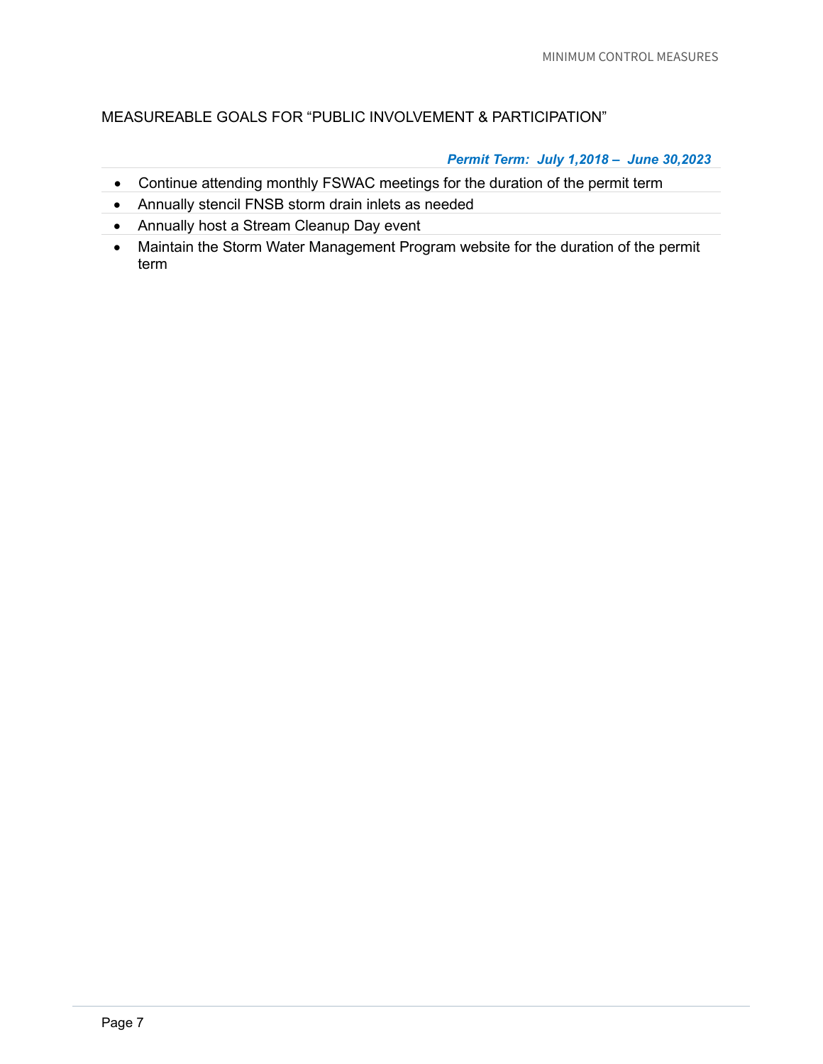## MEASUREABLE GOALS FOR "PUBLIC INVOLVEMENT & PARTICIPATION"

***Permit Term: July 1,2018 – June 30,2023***

- Continue attending monthly FSWAC meetings for the duration of the permit term
- Annually stencil FNSB storm drain inlets as needed
- Annually host a Stream Cleanup Day event
- Maintain the Storm Water Management Program website for the duration of the permit term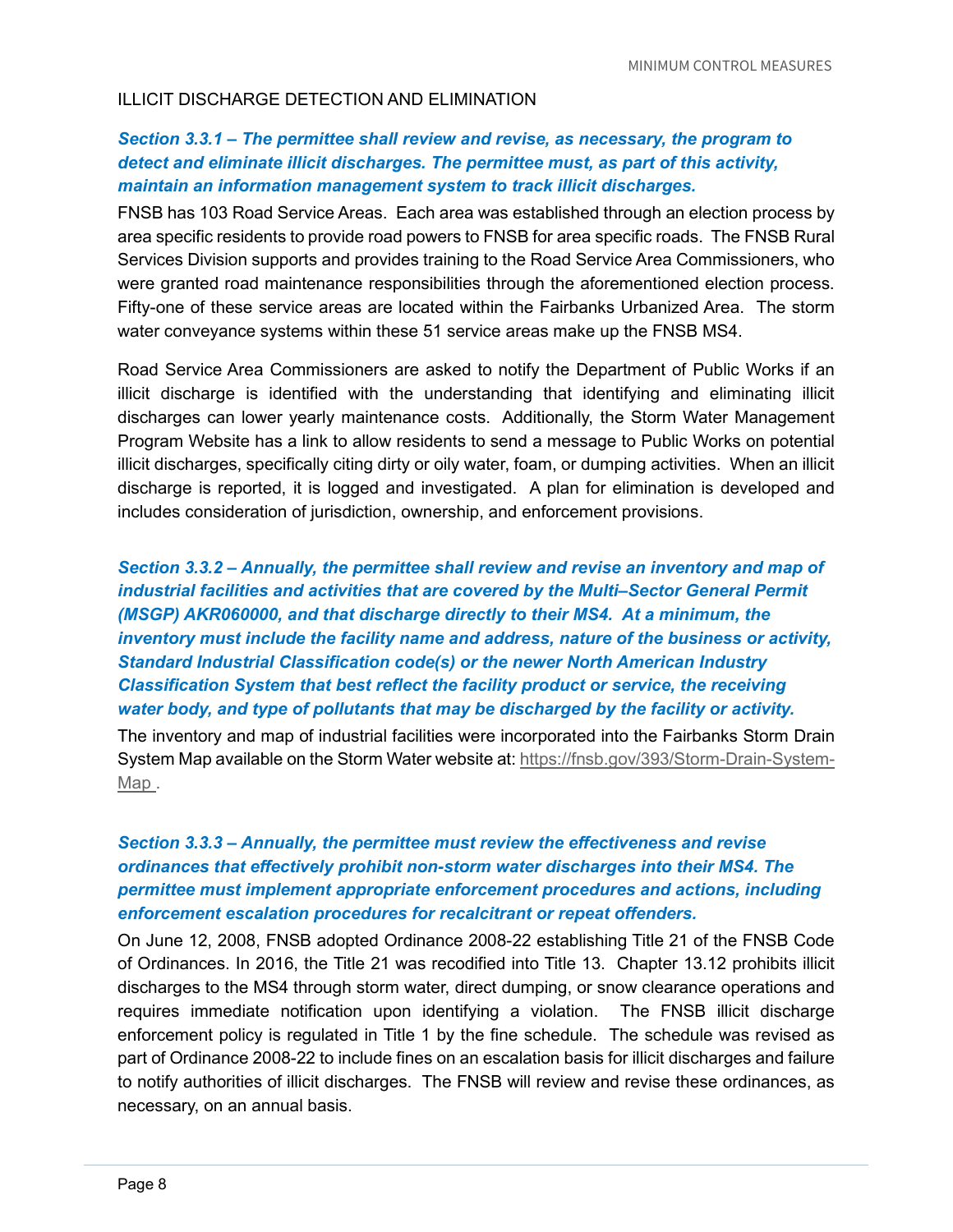## ILLICIT DISCHARGE DETECTION AND ELIMINATION

***Section 3.3.1 – The permittee shall review and revise, as necessary, the program to detect and eliminate illicit discharges. The permittee must, as part of this activity, maintain an information management system to track illicit discharges.***

FNSB has 103 Road Service Areas. Each area was established through an election process by area specific residents to provide road powers to FNSB for area specific roads. The FNSB Rural Services Division supports and provides training to the Road Service Area Commissioners, who were granted road maintenance responsibilities through the aforementioned election process. Fifty-one of these service areas are located within the Fairbanks Urbanized Area. The storm water conveyance systems within these 51 service areas make up the FNSB MS4.

Road Service Area Commissioners are asked to notify the Department of Public Works if an illicit discharge is identified with the understanding that identifying and eliminating illicit discharges can lower yearly maintenance costs. Additionally, the Storm Water Management Program Website has a link to allow residents to send a message to Public Works on potential illicit discharges, specifically citing dirty or oily water, foam, or dumping activities. When an illicit discharge is reported, it is logged and investigated. A plan for elimination is developed and includes consideration of jurisdiction, ownership, and enforcement provisions.

***Section 3.3.2 – Annually, the permittee shall review and revise an inventory and map of industrial facilities and activities that are covered by the Multi–Sector General Permit (MSGP) AKR060000, and that discharge directly to their MS4. At a minimum, the inventory must include the facility name and address, nature of the business or activity, Standard Industrial Classification code(s) or the newer North American Industry Classification System that best reflect the facility product or service, the receiving water body, and type of pollutants that may be discharged by the facility or activity.***

The inventory and map of industrial facilities were incorporated into the Fairbanks Storm Drain System Map available on the Storm Water website at: https://fnsb.gov/393/Storm-Drain-System-Map .

***Section 3.3.3 – Annually, the permittee must review the effectiveness and revise ordinances that effectively prohibit non-storm water discharges into their MS4. The permittee must implement appropriate enforcement procedures and actions, including enforcement escalation procedures for recalcitrant or repeat offenders.***

On June 12, 2008, FNSB adopted Ordinance 2008-22 establishing Title 21 of the FNSB Code of Ordinances. In 2016, the Title 21 was recodified into Title 13. Chapter 13.12 prohibits illicit discharges to the MS4 through storm water, direct dumping, or snow clearance operations and requires immediate notification upon identifying a violation. The FNSB illicit discharge enforcement policy is regulated in Title 1 by the fine schedule. The schedule was revised as part of Ordinance 2008-22 to include fines on an escalation basis for illicit discharges and failure to notify authorities of illicit discharges. The FNSB will review and revise these ordinances, as necessary, on an annual basis.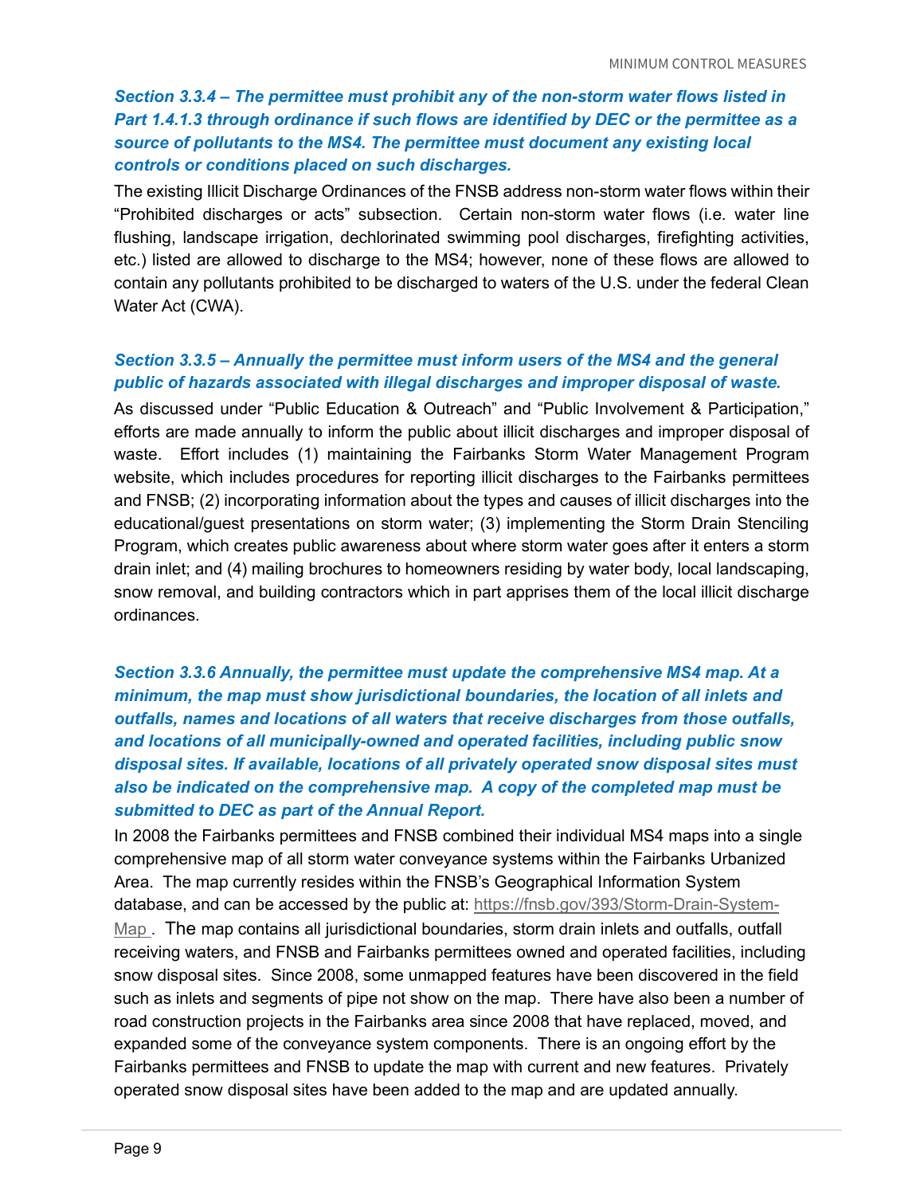***Section 3.3.4 – The permittee must prohibit any of the non-storm water flows listed in Part 1.4.1.3 through ordinance if such flows are identified by DEC or the permittee as a source of pollutants to the MS4. The permittee must document any existing local controls or conditions placed on such discharges.***

The existing Illicit Discharge Ordinances of the FNSB address non-storm water flows within their "Prohibited discharges or acts" subsection. Certain non-storm water flows (i.e. water line flushing, landscape irrigation, dechlorinated swimming pool discharges, firefighting activities, etc.) listed are allowed to discharge to the MS4; however, none of these flows are allowed to contain any pollutants prohibited to be discharged to waters of the U.S. under the federal Clean Water Act (CWA).

***Section 3.3.5 – Annually the permittee must inform users of the MS4 and the general public of hazards associated with illegal discharges and improper disposal of waste.***

As discussed under "Public Education & Outreach" and "Public Involvement & Participation," efforts are made annually to inform the public about illicit discharges and improper disposal of waste. Effort includes (1) maintaining the Fairbanks Storm Water Management Program website, which includes procedures for reporting illicit discharges to the Fairbanks permittees and FNSB; (2) incorporating information about the types and causes of illicit discharges into the educational/guest presentations on storm water; (3) implementing the Storm Drain Stenciling Program, which creates public awareness about where storm water goes after it enters a storm drain inlet; and (4) mailing brochures to homeowners residing by water body, local landscaping, snow removal, and building contractors which in part apprises them of the local illicit discharge ordinances.

***Section 3.3.6 Annually, the permittee must update the comprehensive MS4 map. At a minimum, the map must show jurisdictional boundaries, the location of all inlets and outfalls, names and locations of all waters that receive discharges from those outfalls, and locations of all municipally-owned and operated facilities, including public snow disposal sites. If available, locations of all privately operated snow disposal sites must also be indicated on the comprehensive map. A copy of the completed map must be submitted to DEC as part of the Annual Report.***

In 2008 the Fairbanks permittees and FNSB combined their individual MS4 maps into a single comprehensive map of all storm water conveyance systems within the Fairbanks Urbanized Area. The map currently resides within the FNSB's Geographical Information System database, and can be accessed by the public at: https://fnsb.gov/393/Storm-Drain-System-Map . The map contains all jurisdictional boundaries, storm drain inlets and outfalls, outfall receiving waters, and FNSB and Fairbanks permittees owned and operated facilities, including snow disposal sites. Since 2008, some unmapped features have been discovered in the field such as inlets and segments of pipe not show on the map. There have also been a number of road construction projects in the Fairbanks area since 2008 that have replaced, moved, and expanded some of the conveyance system components. There is an ongoing effort by the Fairbanks permittees and FNSB to update the map with current and new features. Privately operated snow disposal sites have been added to the map and are updated annually.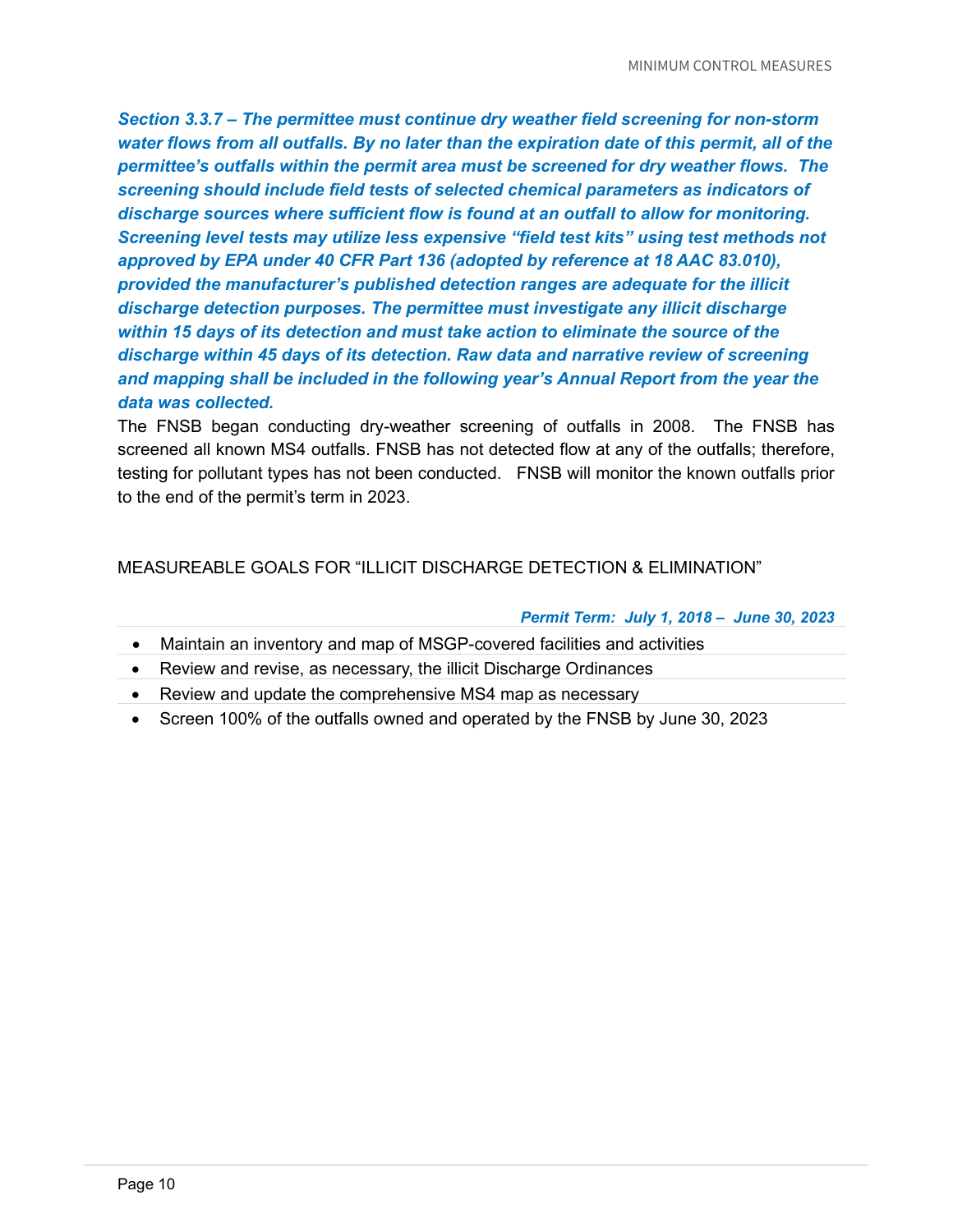***Section 3.3.7 – The permittee must continue dry weather field screening for non-storm water flows from all outfalls. By no later than the expiration date of this permit, all of the permittee's outfalls within the permit area must be screened for dry weather flows. The screening should include field tests of selected chemical parameters as indicators of discharge sources where sufficient flow is found at an outfall to allow for monitoring. Screening level tests may utilize less expensive "field test kits" using test methods not approved by EPA under 40 CFR Part 136 (adopted by reference at 18 AAC 83.010), provided the manufacturer's published detection ranges are adequate for the illicit discharge detection purposes. The permittee must investigate any illicit discharge within 15 days of its detection and must take action to eliminate the source of the discharge within 45 days of its detection. Raw data and narrative review of screening and mapping shall be included in the following year's Annual Report from the year the data was collected.***

The FNSB began conducting dry-weather screening of outfalls in 2008. The FNSB has screened all known MS4 outfalls. FNSB has not detected flow at any of the outfalls; therefore, testing for pollutant types has not been conducted. FNSB will monitor the known outfalls prior to the end of the permit's term in 2023.

## MEASUREABLE GOALS FOR "ILLICIT DISCHARGE DETECTION & ELIMINATION"

***Permit Term: July 1, 2018 – June 30, 2023***

- Maintain an inventory and map of MSGP-covered facilities and activities
- Review and revise, as necessary, the illicit Discharge Ordinances
- Review and update the comprehensive MS4 map as necessary
- Screen 100% of the outfalls owned and operated by the FNSB by June 30, 2023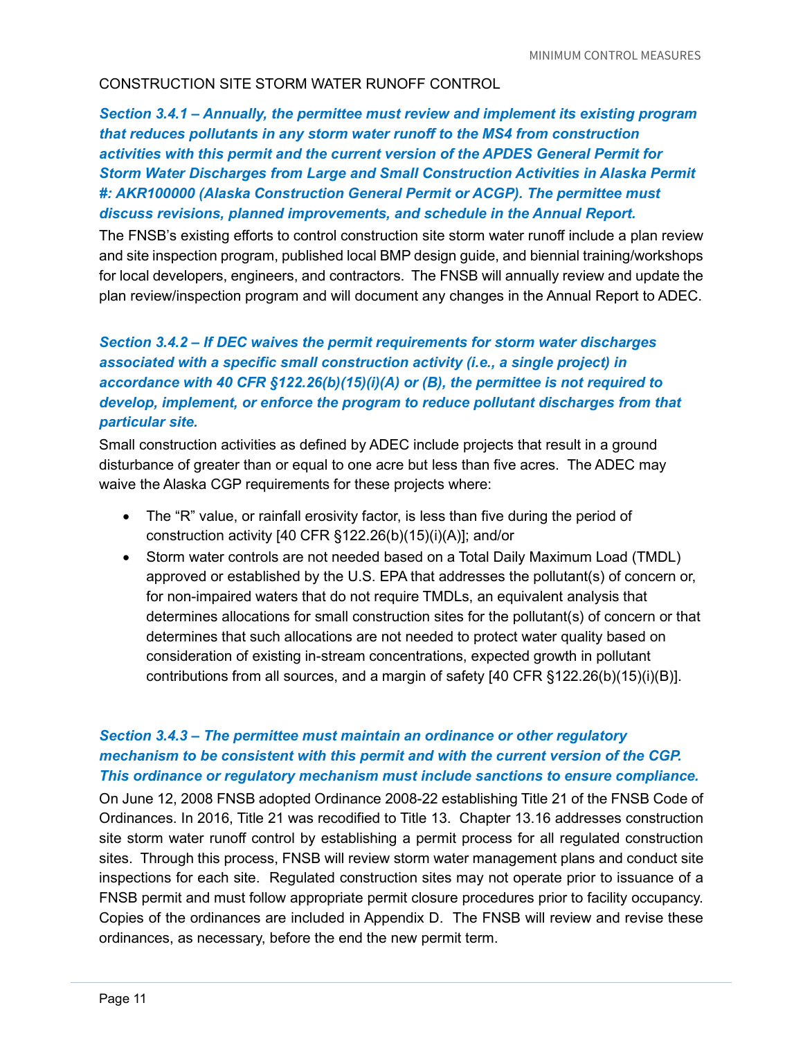CONSTRUCTION SITE STORM WATER RUNOFF CONTROL

***Section 3.4.1 – Annually, the permittee must review and implement its existing program that reduces pollutants in any storm water runoff to the MS4 from construction activities with this permit and the current version of the APDES General Permit for Storm Water Discharges from Large and Small Construction Activities in Alaska Permit #: AKR100000 (Alaska Construction General Permit or ACGP). The permittee must discuss revisions, planned improvements, and schedule in the Annual Report.***

The FNSB's existing efforts to control construction site storm water runoff include a plan review and site inspection program, published local BMP design guide, and biennial training/workshops for local developers, engineers, and contractors. The FNSB will annually review and update the plan review/inspection program and will document any changes in the Annual Report to ADEC.

***Section 3.4.2 – If DEC waives the permit requirements for storm water discharges associated with a specific small construction activity (i.e., a single project) in accordance with 40 CFR §122.26(b)(15)(i)(A) or (B), the permittee is not required to develop, implement, or enforce the program to reduce pollutant discharges from that particular site.***

Small construction activities as defined by ADEC include projects that result in a ground disturbance of greater than or equal to one acre but less than five acres. The ADEC may waive the Alaska CGP requirements for these projects where:

- The "R" value, or rainfall erosivity factor, is less than five during the period of construction activity [40 CFR §122.26(b)(15)(i)(A)]; and/or
- Storm water controls are not needed based on a Total Daily Maximum Load (TMDL) approved or established by the U.S. EPA that addresses the pollutant(s) of concern or, for non-impaired waters that do not require TMDLs, an equivalent analysis that determines allocations for small construction sites for the pollutant(s) of concern or that determines that such allocations are not needed to protect water quality based on consideration of existing in-stream concentrations, expected growth in pollutant contributions from all sources, and a margin of safety [40 CFR §122.26(b)(15)(i)(B)].

***Section 3.4.3 – The permittee must maintain an ordinance or other regulatory mechanism to be consistent with this permit and with the current version of the CGP. This ordinance or regulatory mechanism must include sanctions to ensure compliance.***

On June 12, 2008 FNSB adopted Ordinance 2008-22 establishing Title 21 of the FNSB Code of Ordinances. In 2016, Title 21 was recodified to Title 13. Chapter 13.16 addresses construction site storm water runoff control by establishing a permit process for all regulated construction sites. Through this process, FNSB will review storm water management plans and conduct site inspections for each site. Regulated construction sites may not operate prior to issuance of a FNSB permit and must follow appropriate permit closure procedures prior to facility occupancy. Copies of the ordinances are included in Appendix D. The FNSB will review and revise these ordinances, as necessary, before the end the new permit term.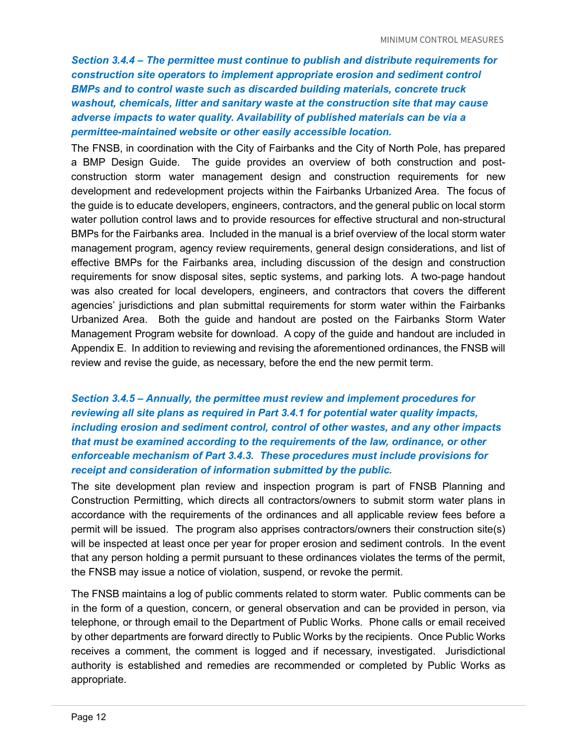***Section 3.4.4 – The permittee must continue to publish and distribute requirements for construction site operators to implement appropriate erosion and sediment control BMPs and to control waste such as discarded building materials, concrete truck washout, chemicals, litter and sanitary waste at the construction site that may cause adverse impacts to water quality. Availability of published materials can be via a permittee-maintained website or other easily accessible location.***

The FNSB, in coordination with the City of Fairbanks and the City of North Pole, has prepared a BMP Design Guide. The guide provides an overview of both construction and post-construction storm water management design and construction requirements for new development and redevelopment projects within the Fairbanks Urbanized Area. The focus of the guide is to educate developers, engineers, contractors, and the general public on local storm water pollution control laws and to provide resources for effective structural and non-structural BMPs for the Fairbanks area. Included in the manual is a brief overview of the local storm water management program, agency review requirements, general design considerations, and list of effective BMPs for the Fairbanks area, including discussion of the design and construction requirements for snow disposal sites, septic systems, and parking lots. A two-page handout was also created for local developers, engineers, and contractors that covers the different agencies' jurisdictions and plan submittal requirements for storm water within the Fairbanks Urbanized Area. Both the guide and handout are posted on the Fairbanks Storm Water Management Program website for download. A copy of the guide and handout are included in Appendix E. In addition to reviewing and revising the aforementioned ordinances, the FNSB will review and revise the guide, as necessary, before the end the new permit term.

***Section 3.4.5 – Annually, the permittee must review and implement procedures for reviewing all site plans as required in Part 3.4.1 for potential water quality impacts, including erosion and sediment control, control of other wastes, and any other impacts that must be examined according to the requirements of the law, ordinance, or other enforceable mechanism of Part 3.4.3. These procedures must include provisions for receipt and consideration of information submitted by the public.***

The site development plan review and inspection program is part of FNSB Planning and Construction Permitting, which directs all contractors/owners to submit storm water plans in accordance with the requirements of the ordinances and all applicable review fees before a permit will be issued. The program also apprises contractors/owners their construction site(s) will be inspected at least once per year for proper erosion and sediment controls. In the event that any person holding a permit pursuant to these ordinances violates the terms of the permit, the FNSB may issue a notice of violation, suspend, or revoke the permit.

The FNSB maintains a log of public comments related to storm water. Public comments can be in the form of a question, concern, or general observation and can be provided in person, via telephone, or through email to the Department of Public Works. Phone calls or email received by other departments are forward directly to Public Works by the recipients. Once Public Works receives a comment, the comment is logged and if necessary, investigated. Jurisdictional authority is established and remedies are recommended or completed by Public Works as appropriate.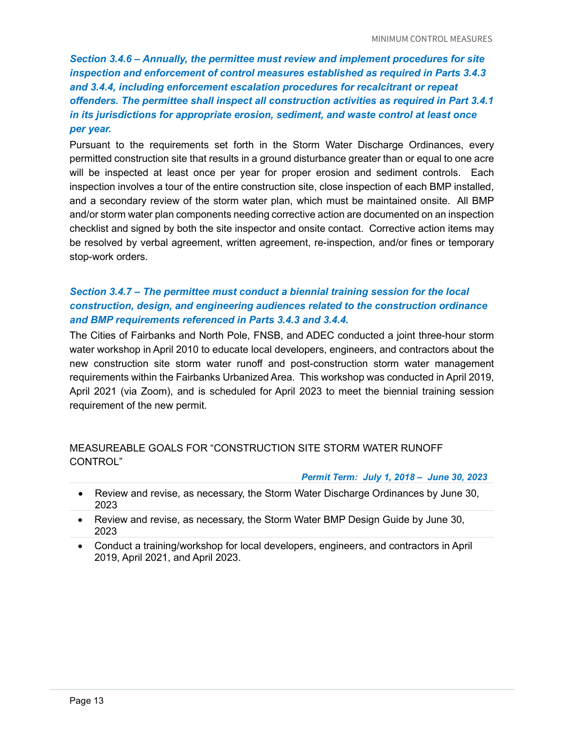***Section 3.4.6 – Annually, the permittee must review and implement procedures for site inspection and enforcement of control measures established as required in Parts 3.4.3 and 3.4.4, including enforcement escalation procedures for recalcitrant or repeat offenders. The permittee shall inspect all construction activities as required in Part 3.4.1 in its jurisdictions for appropriate erosion, sediment, and waste control at least once per year.***

Pursuant to the requirements set forth in the Storm Water Discharge Ordinances, every permitted construction site that results in a ground disturbance greater than or equal to one acre will be inspected at least once per year for proper erosion and sediment controls. Each inspection involves a tour of the entire construction site, close inspection of each BMP installed, and a secondary review of the storm water plan, which must be maintained onsite. All BMP and/or storm water plan components needing corrective action are documented on an inspection checklist and signed by both the site inspector and onsite contact. Corrective action items may be resolved by verbal agreement, written agreement, re-inspection, and/or fines or temporary stop-work orders.

***Section 3.4.7 – The permittee must conduct a biennial training session for the local construction, design, and engineering audiences related to the construction ordinance and BMP requirements referenced in Parts 3.4.3 and 3.4.4.***

The Cities of Fairbanks and North Pole, FNSB, and ADEC conducted a joint three-hour storm water workshop in April 2010 to educate local developers, engineers, and contractors about the new construction site storm water runoff and post-construction storm water management requirements within the Fairbanks Urbanized Area. This workshop was conducted in April 2019, April 2021 (via Zoom), and is scheduled for April 2023 to meet the biennial training session requirement of the new permit.

## MEASUREABLE GOALS FOR "CONSTRUCTION SITE STORM WATER RUNOFF CONTROL"

***Permit Term: July 1, 2018 – June 30, 2023***

- Review and revise, as necessary, the Storm Water Discharge Ordinances by June 30, 2023
- Review and revise, as necessary, the Storm Water BMP Design Guide by June 30, 2023
- Conduct a training/workshop for local developers, engineers, and contractors in April 2019, April 2021, and April 2023.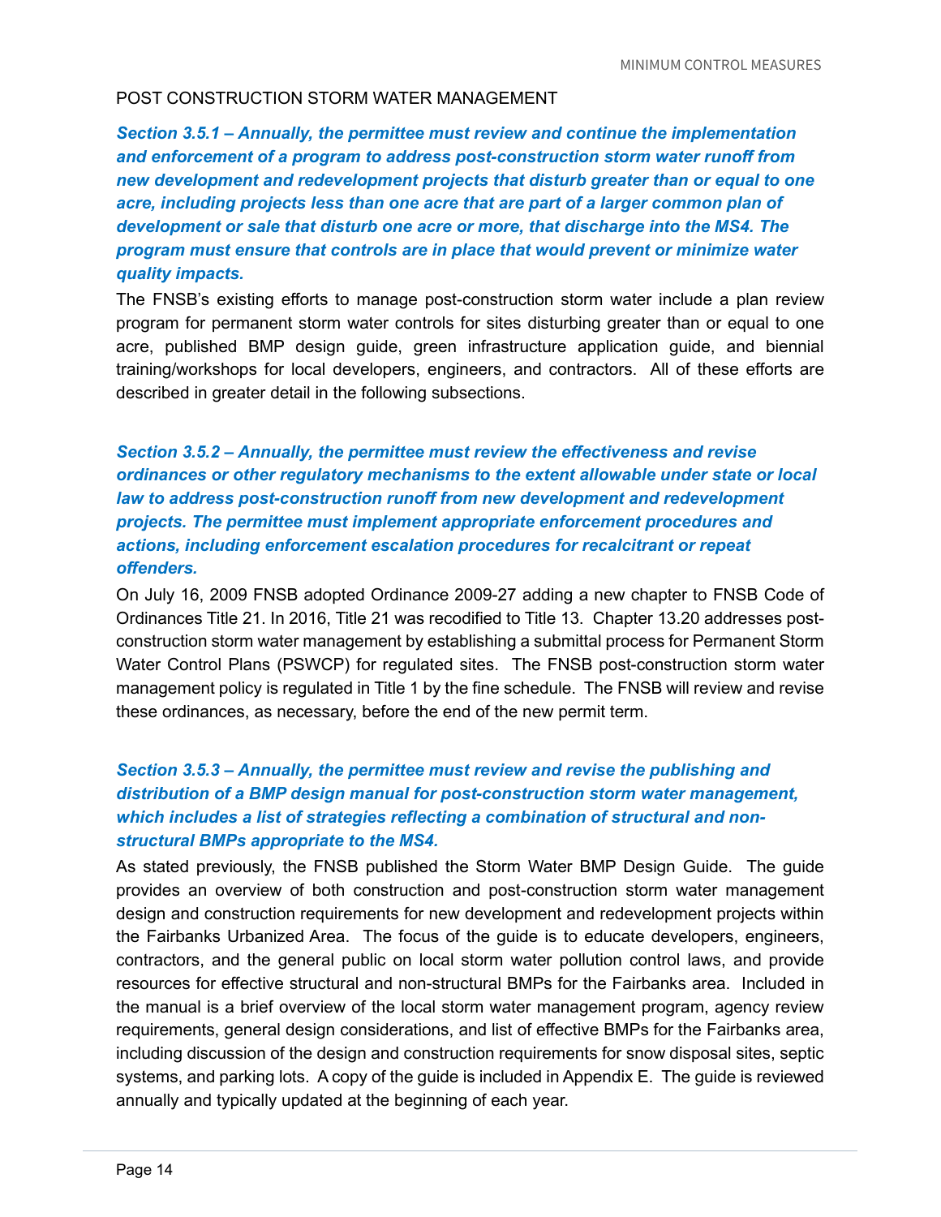## POST CONSTRUCTION STORM WATER MANAGEMENT

***Section 3.5.1 – Annually, the permittee must review and continue the implementation and enforcement of a program to address post-construction storm water runoff from new development and redevelopment projects that disturb greater than or equal to one acre, including projects less than one acre that are part of a larger common plan of development or sale that disturb one acre or more, that discharge into the MS4. The program must ensure that controls are in place that would prevent or minimize water quality impacts.***

The FNSB's existing efforts to manage post-construction storm water include a plan review program for permanent storm water controls for sites disturbing greater than or equal to one acre, published BMP design guide, green infrastructure application guide, and biennial training/workshops for local developers, engineers, and contractors. All of these efforts are described in greater detail in the following subsections.

***Section 3.5.2 – Annually, the permittee must review the effectiveness and revise ordinances or other regulatory mechanisms to the extent allowable under state or local law to address post-construction runoff from new development and redevelopment projects. The permittee must implement appropriate enforcement procedures and actions, including enforcement escalation procedures for recalcitrant or repeat offenders.***

On July 16, 2009 FNSB adopted Ordinance 2009-27 adding a new chapter to FNSB Code of Ordinances Title 21. In 2016, Title 21 was recodified to Title 13. Chapter 13.20 addresses post-construction storm water management by establishing a submittal process for Permanent Storm Water Control Plans (PSWCP) for regulated sites. The FNSB post-construction storm water management policy is regulated in Title 1 by the fine schedule. The FNSB will review and revise these ordinances, as necessary, before the end of the new permit term.

***Section 3.5.3 – Annually, the permittee must review and revise the publishing and distribution of a BMP design manual for post-construction storm water management, which includes a list of strategies reflecting a combination of structural and non-structural BMPs appropriate to the MS4.***

As stated previously, the FNSB published the Storm Water BMP Design Guide. The guide provides an overview of both construction and post-construction storm water management design and construction requirements for new development and redevelopment projects within the Fairbanks Urbanized Area. The focus of the guide is to educate developers, engineers, contractors, and the general public on local storm water pollution control laws, and provide resources for effective structural and non-structural BMPs for the Fairbanks area. Included in the manual is a brief overview of the local storm water management program, agency review requirements, general design considerations, and list of effective BMPs for the Fairbanks area, including discussion of the design and construction requirements for snow disposal sites, septic systems, and parking lots. A copy of the guide is included in Appendix E. The guide is reviewed annually and typically updated at the beginning of each year.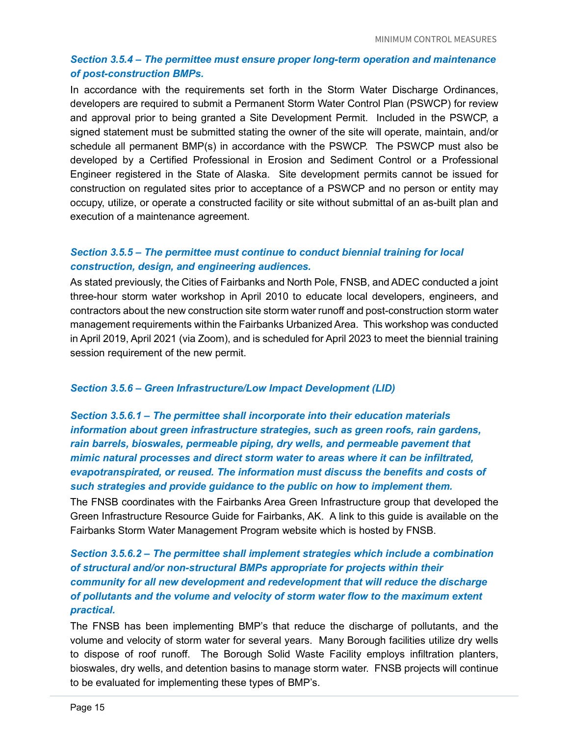***Section 3.5.4 – The permittee must ensure proper long-term operation and maintenance of post-construction BMPs.***

In accordance with the requirements set forth in the Storm Water Discharge Ordinances, developers are required to submit a Permanent Storm Water Control Plan (PSWCP) for review and approval prior to being granted a Site Development Permit. Included in the PSWCP, a signed statement must be submitted stating the owner of the site will operate, maintain, and/or schedule all permanent BMP(s) in accordance with the PSWCP. The PSWCP must also be developed by a Certified Professional in Erosion and Sediment Control or a Professional Engineer registered in the State of Alaska. Site development permits cannot be issued for construction on regulated sites prior to acceptance of a PSWCP and no person or entity may occupy, utilize, or operate a constructed facility or site without submittal of an as-built plan and execution of a maintenance agreement.

***Section 3.5.5 – The permittee must continue to conduct biennial training for local construction, design, and engineering audiences.***

As stated previously, the Cities of Fairbanks and North Pole, FNSB, and ADEC conducted a joint three-hour storm water workshop in April 2010 to educate local developers, engineers, and contractors about the new construction site storm water runoff and post-construction storm water management requirements within the Fairbanks Urbanized Area. This workshop was conducted in April 2019, April 2021 (via Zoom), and is scheduled for April 2023 to meet the biennial training session requirement of the new permit.

***Section 3.5.6 – Green Infrastructure/Low Impact Development (LID)***

***Section 3.5.6.1 – The permittee shall incorporate into their education materials information about green infrastructure strategies, such as green roofs, rain gardens, rain barrels, bioswales, permeable piping, dry wells, and permeable pavement that mimic natural processes and direct storm water to areas where it can be infiltrated, evapotranspirated, or reused. The information must discuss the benefits and costs of such strategies and provide guidance to the public on how to implement them.***

The FNSB coordinates with the Fairbanks Area Green Infrastructure group that developed the Green Infrastructure Resource Guide for Fairbanks, AK. A link to this guide is available on the Fairbanks Storm Water Management Program website which is hosted by FNSB.

***Section 3.5.6.2 – The permittee shall implement strategies which include a combination of structural and/or non-structural BMPs appropriate for projects within their community for all new development and redevelopment that will reduce the discharge of pollutants and the volume and velocity of storm water flow to the maximum extent practical.***

The FNSB has been implementing BMP's that reduce the discharge of pollutants, and the volume and velocity of storm water for several years. Many Borough facilities utilize dry wells to dispose of roof runoff. The Borough Solid Waste Facility employs infiltration planters, bioswales, dry wells, and detention basins to manage storm water. FNSB projects will continue to be evaluated for implementing these types of BMP's.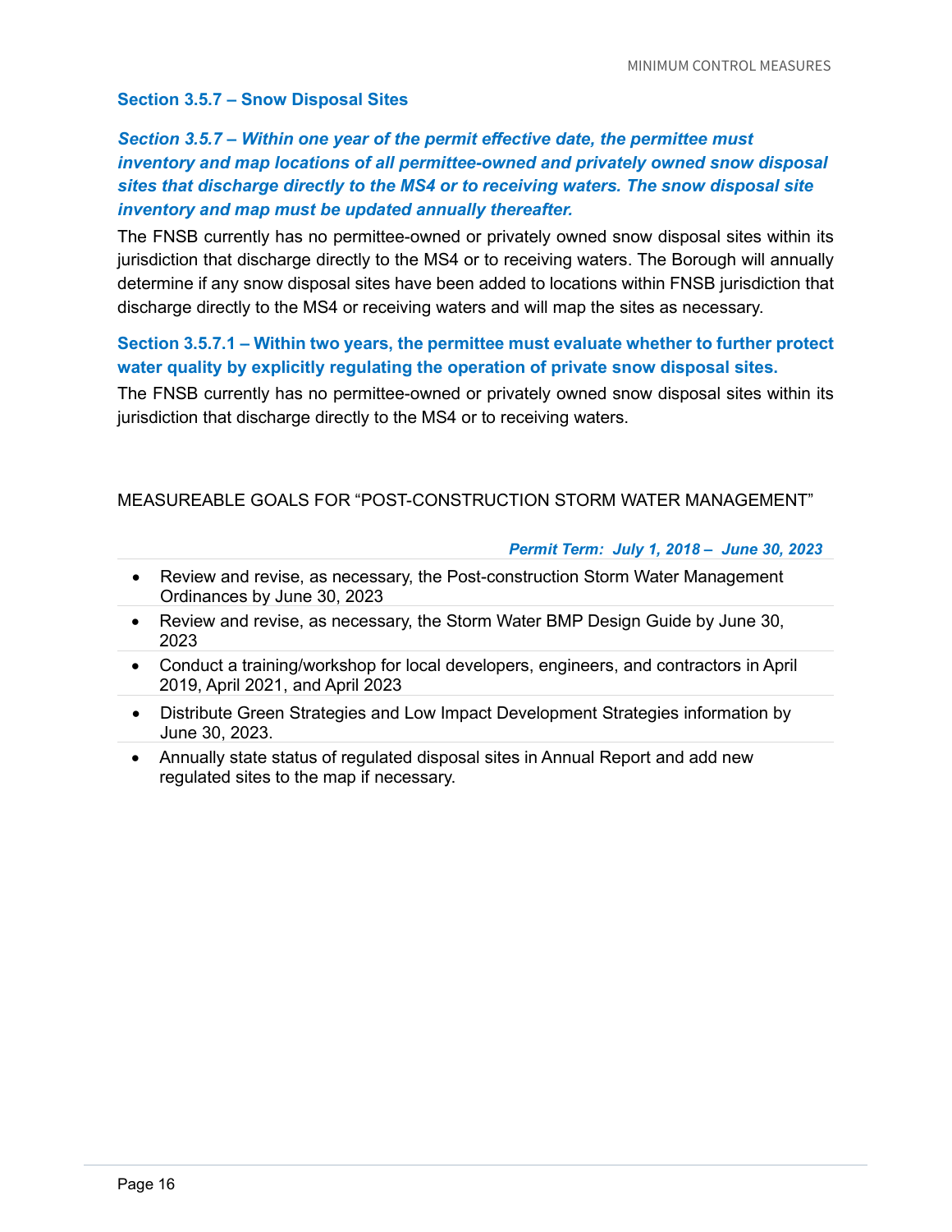### Section 3.5.7 – Snow Disposal Sites

***Section 3.5.7 – Within one year of the permit effective date, the permittee must inventory and map locations of all permittee-owned and privately owned snow disposal sites that discharge directly to the MS4 or to receiving waters. The snow disposal site inventory and map must be updated annually thereafter.***

The FNSB currently has no permittee-owned or privately owned snow disposal sites within its jurisdiction that discharge directly to the MS4 or to receiving waters. The Borough will annually determine if any snow disposal sites have been added to locations within FNSB jurisdiction that discharge directly to the MS4 or receiving waters and will map the sites as necessary.

**Section 3.5.7.1 – Within two years, the permittee must evaluate whether to further protect water quality by explicitly regulating the operation of private snow disposal sites.**

The FNSB currently has no permittee-owned or privately owned snow disposal sites within its jurisdiction that discharge directly to the MS4 or to receiving waters.

MEASUREABLE GOALS FOR "POST-CONSTRUCTION STORM WATER MANAGEMENT"

***Permit Term: July 1, 2018 – June 30, 2023***

- Review and revise, as necessary, the Post-construction Storm Water Management Ordinances by June 30, 2023
- Review and revise, as necessary, the Storm Water BMP Design Guide by June 30, 2023
- Conduct a training/workshop for local developers, engineers, and contractors in April 2019, April 2021, and April 2023
- Distribute Green Strategies and Low Impact Development Strategies information by June 30, 2023.
- Annually state status of regulated disposal sites in Annual Report and add new regulated sites to the map if necessary.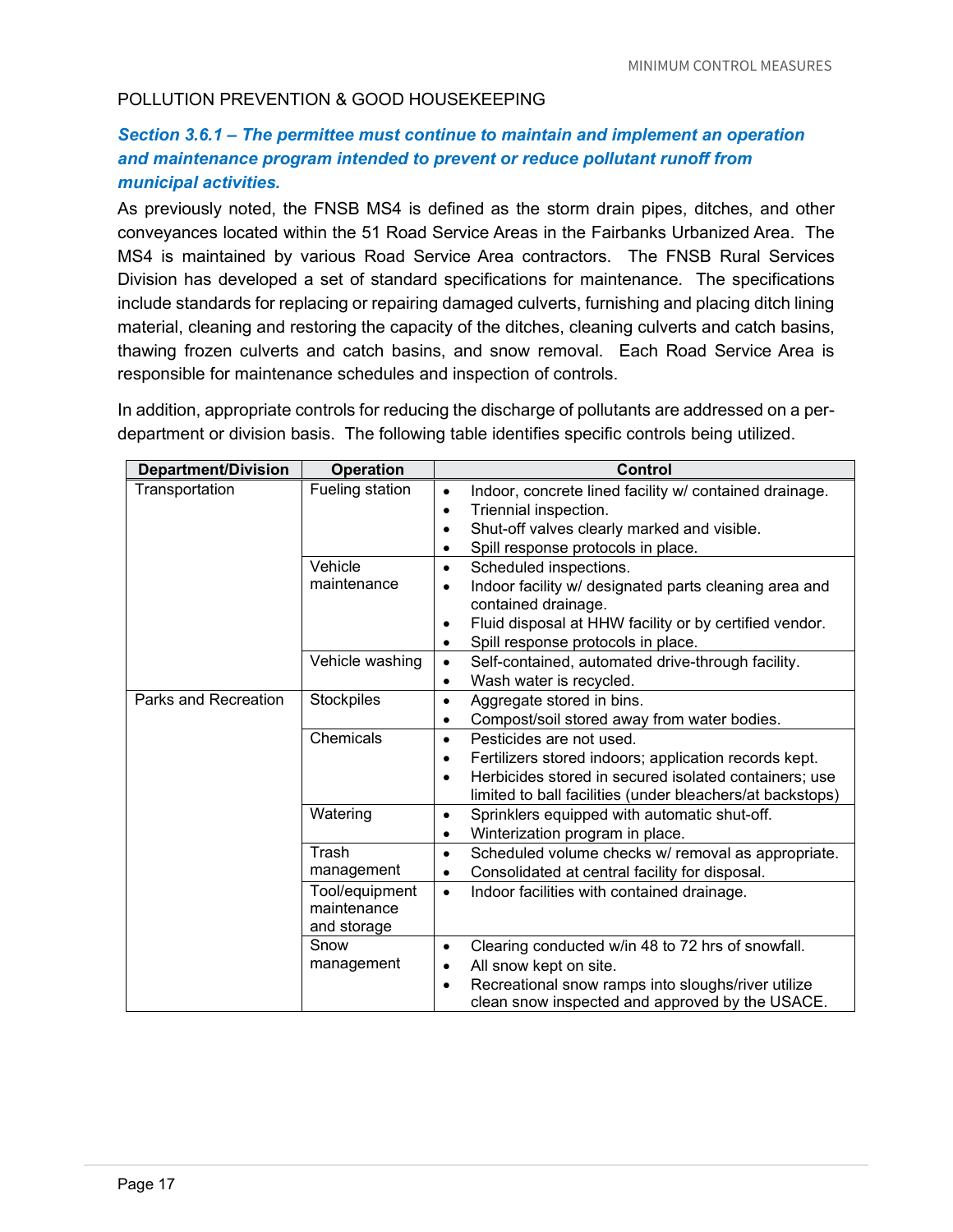POLLUTION PREVENTION & GOOD HOUSEKEEPING

***Section 3.6.1 – The permittee must continue to maintain and implement an operation and maintenance program intended to prevent or reduce pollutant runoff from municipal activities.***

As previously noted, the FNSB MS4 is defined as the storm drain pipes, ditches, and other conveyances located within the 51 Road Service Areas in the Fairbanks Urbanized Area. The MS4 is maintained by various Road Service Area contractors. The FNSB Rural Services Division has developed a set of standard specifications for maintenance. The specifications include standards for replacing or repairing damaged culverts, furnishing and placing ditch lining material, cleaning and restoring the capacity of the ditches, cleaning culverts and catch basins, thawing frozen culverts and catch basins, and snow removal. Each Road Service Area is responsible for maintenance schedules and inspection of controls.

In addition, appropriate controls for reducing the discharge of pollutants are addressed on a per-department or division basis. The following table identifies specific controls being utilized.

| Department/Division | Operation | Control |
|---|---|---|
| Transportation | Fueling station | • Indoor, concrete lined facility w/ contained drainage.<br>• Triennial inspection.<br>• Shut-off valves clearly marked and visible.<br>• Spill response protocols in place. |
| | Vehicle maintenance | • Scheduled inspections.<br>• Indoor facility w/ designated parts cleaning area and contained drainage.<br>• Fluid disposal at HHW facility or by certified vendor.<br>• Spill response protocols in place. |
| | Vehicle washing | • Self-contained, automated drive-through facility.<br>• Wash water is recycled. |
| Parks and Recreation | Stockpiles | • Aggregate stored in bins.<br>• Compost/soil stored away from water bodies. |
| | Chemicals | • Pesticides are not used.<br>• Fertilizers stored indoors; application records kept.<br>• Herbicides stored in secured isolated containers; use limited to ball facilities (under bleachers/at backstops) |
| | Watering | • Sprinklers equipped with automatic shut-off.<br>• Winterization program in place. |
| | Trash management | • Scheduled volume checks w/ removal as appropriate.<br>• Consolidated at central facility for disposal. |
| | Tool/equipment maintenance and storage | • Indoor facilities with contained drainage. |
| | Snow management | • Clearing conducted w/in 48 to 72 hrs of snowfall.<br>• All snow kept on site.<br>• Recreational snow ramps into sloughs/river utilize clean snow inspected and approved by the USACE. |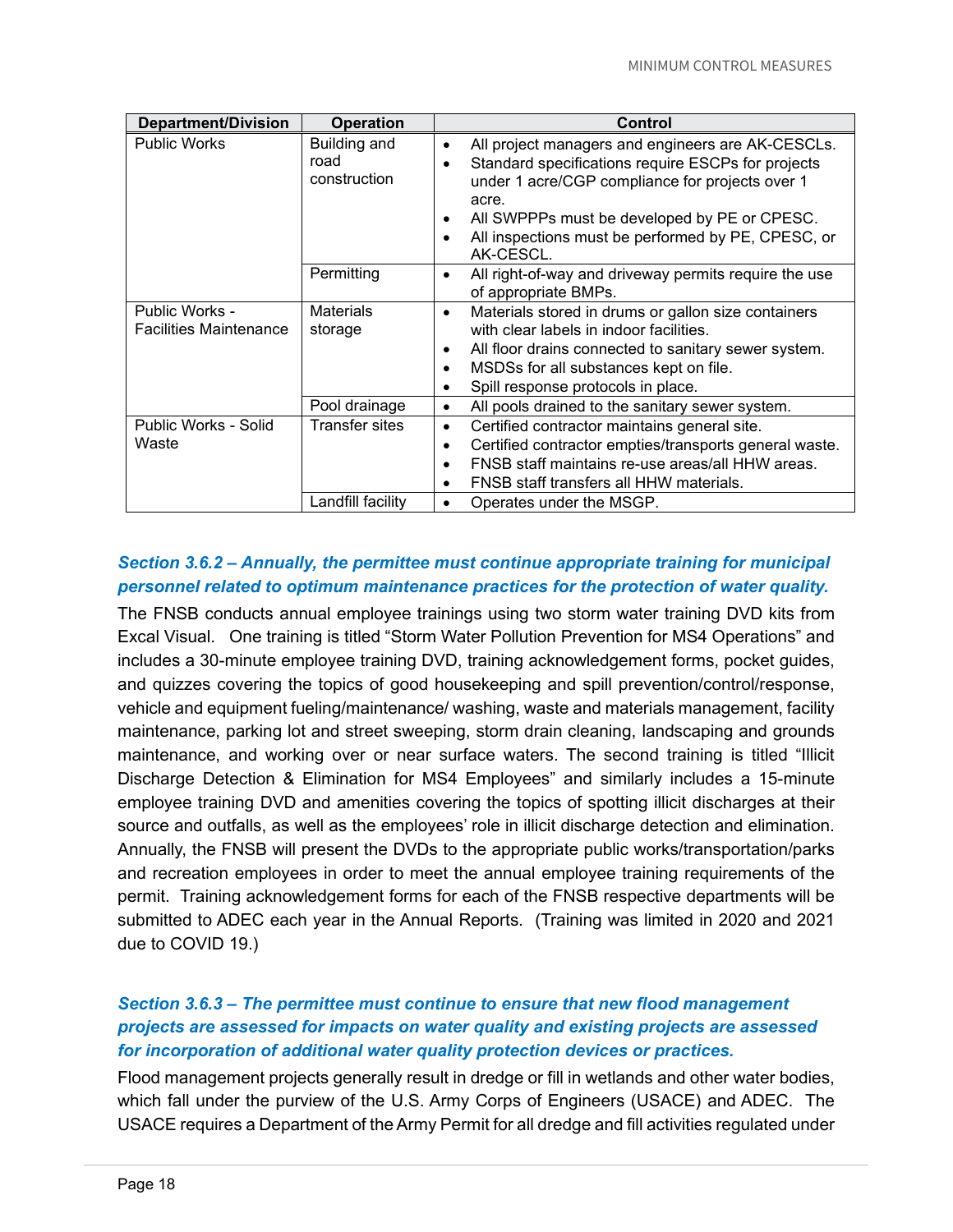| Department/Division | Operation | Control |
|---|---|---|
| Public Works | Building and road construction | • All project managers and engineers are AK-CESCLs.<br>• Standard specifications require ESCPs for projects under 1 acre/CGP compliance for projects over 1 acre.<br>• All SWPPPs must be developed by PE or CPESC.<br>• All inspections must be performed by PE, CPESC, or AK-CESCL. |
| | Permitting | • All right-of-way and driveway permits require the use of appropriate BMPs. |
| Public Works - Facilities Maintenance | Materials storage | • Materials stored in drums or gallon size containers with clear labels in indoor facilities.<br>• All floor drains connected to sanitary sewer system.<br>• MSDSs for all substances kept on file.<br>• Spill response protocols in place. |
| | Pool drainage | • All pools drained to the sanitary sewer system. |
| Public Works - Solid Waste | Transfer sites | • Certified contractor maintains general site.<br>• Certified contractor empties/transports general waste.<br>• FNSB staff maintains re-use areas/all HHW areas.<br>• FNSB staff transfers all HHW materials. |
| | Landfill facility | • Operates under the MSGP. |

### *Section 3.6.2 – Annually, the permittee must continue appropriate training for municipal personnel related to optimum maintenance practices for the protection of water quality.*

The FNSB conducts annual employee trainings using two storm water training DVD kits from Excal Visual. One training is titled "Storm Water Pollution Prevention for MS4 Operations" and includes a 30-minute employee training DVD, training acknowledgement forms, pocket guides, and quizzes covering the topics of good housekeeping and spill prevention/control/response, vehicle and equipment fueling/maintenance/ washing, waste and materials management, facility maintenance, parking lot and street sweeping, storm drain cleaning, landscaping and grounds maintenance, and working over or near surface waters. The second training is titled "Illicit Discharge Detection & Elimination for MS4 Employees" and similarly includes a 15-minute employee training DVD and amenities covering the topics of spotting illicit discharges at their source and outfalls, as well as the employees' role in illicit discharge detection and elimination. Annually, the FNSB will present the DVDs to the appropriate public works/transportation/parks and recreation employees in order to meet the annual employee training requirements of the permit. Training acknowledgement forms for each of the FNSB respective departments will be submitted to ADEC each year in the Annual Reports. (Training was limited in 2020 and 2021 due to COVID 19.)

### *Section 3.6.3 – The permittee must continue to ensure that new flood management projects are assessed for impacts on water quality and existing projects are assessed for incorporation of additional water quality protection devices or practices.*

Flood management projects generally result in dredge or fill in wetlands and other water bodies, which fall under the purview of the U.S. Army Corps of Engineers (USACE) and ADEC. The USACE requires a Department of the Army Permit for all dredge and fill activities regulated under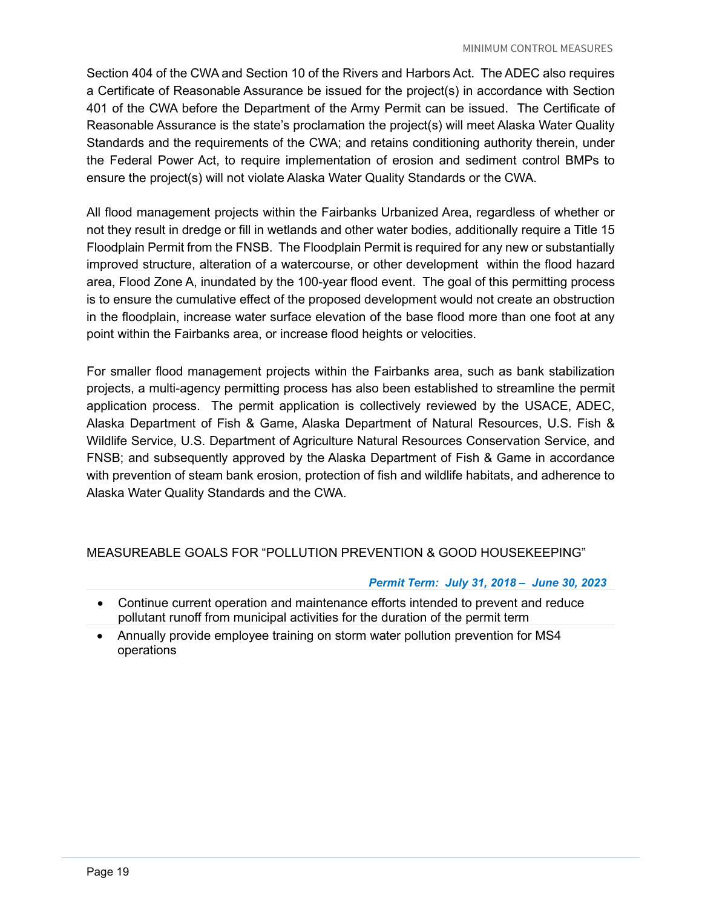Section 404 of the CWA and Section 10 of the Rivers and Harbors Act. The ADEC also requires a Certificate of Reasonable Assurance be issued for the project(s) in accordance with Section 401 of the CWA before the Department of the Army Permit can be issued. The Certificate of Reasonable Assurance is the state's proclamation the project(s) will meet Alaska Water Quality Standards and the requirements of the CWA; and retains conditioning authority therein, under the Federal Power Act, to require implementation of erosion and sediment control BMPs to ensure the project(s) will not violate Alaska Water Quality Standards or the CWA.

All flood management projects within the Fairbanks Urbanized Area, regardless of whether or not they result in dredge or fill in wetlands and other water bodies, additionally require a Title 15 Floodplain Permit from the FNSB. The Floodplain Permit is required for any new or substantially improved structure, alteration of a watercourse, or other development within the flood hazard area, Flood Zone A, inundated by the 100-year flood event. The goal of this permitting process is to ensure the cumulative effect of the proposed development would not create an obstruction in the floodplain, increase water surface elevation of the base flood more than one foot at any point within the Fairbanks area, or increase flood heights or velocities.

For smaller flood management projects within the Fairbanks area, such as bank stabilization projects, a multi-agency permitting process has also been established to streamline the permit application process. The permit application is collectively reviewed by the USACE, ADEC, Alaska Department of Fish & Game, Alaska Department of Natural Resources, U.S. Fish & Wildlife Service, U.S. Department of Agriculture Natural Resources Conservation Service, and FNSB; and subsequently approved by the Alaska Department of Fish & Game in accordance with prevention of steam bank erosion, protection of fish and wildlife habitats, and adherence to Alaska Water Quality Standards and the CWA.

## MEASUREABLE GOALS FOR "POLLUTION PREVENTION & GOOD HOUSEKEEPING"

***Permit Term: July 31, 2018 – June 30, 2023***

- Continue current operation and maintenance efforts intended to prevent and reduce pollutant runoff from municipal activities for the duration of the permit term
- Annually provide employee training on storm water pollution prevention for MS4 operations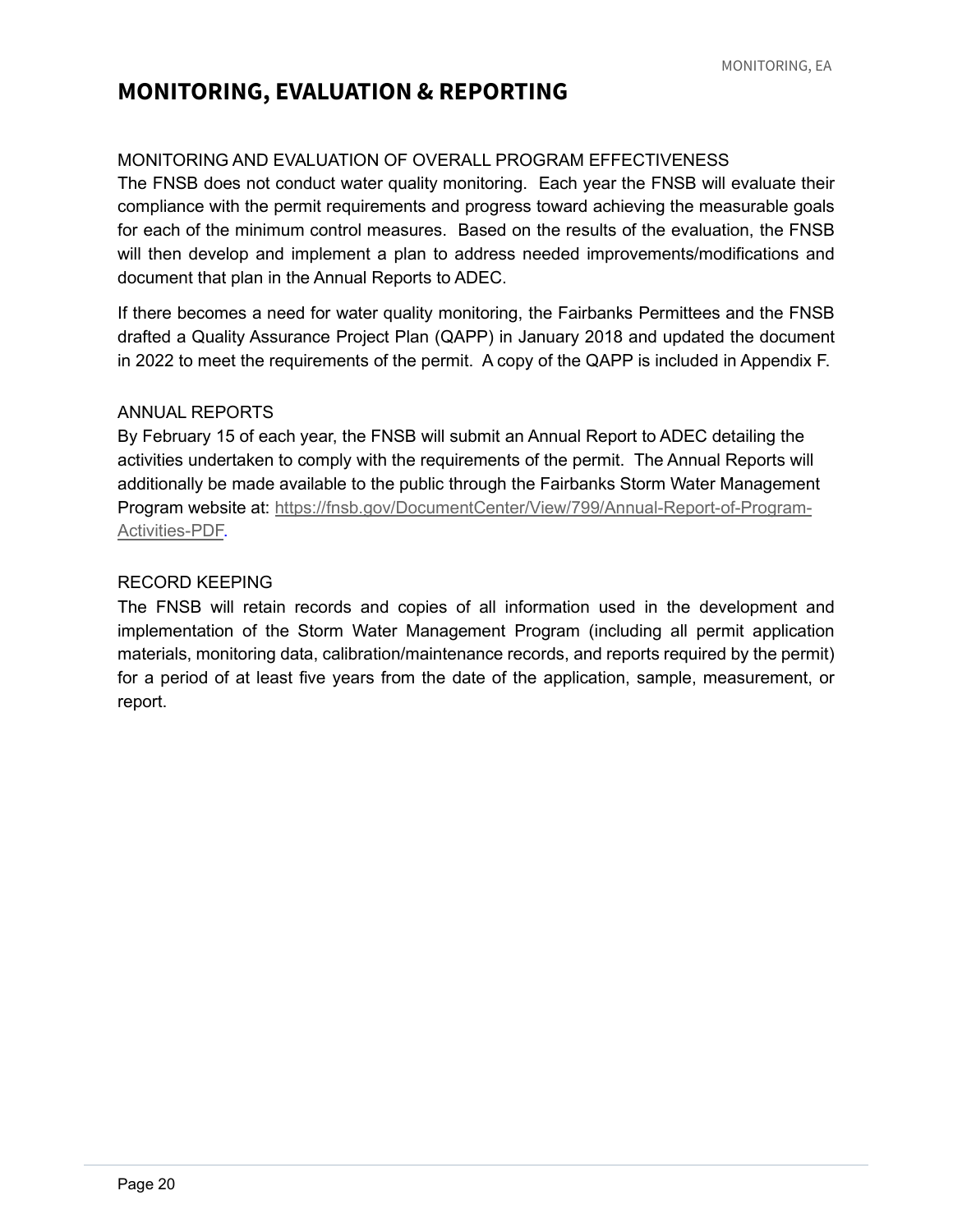# MONITORING, EVALUATION & REPORTING

MONITORING AND EVALUATION OF OVERALL PROGRAM EFFECTIVENESS

The FNSB does not conduct water quality monitoring. Each year the FNSB will evaluate their compliance with the permit requirements and progress toward achieving the measurable goals for each of the minimum control measures. Based on the results of the evaluation, the FNSB will then develop and implement a plan to address needed improvements/modifications and document that plan in the Annual Reports to ADEC.

If there becomes a need for water quality monitoring, the Fairbanks Permittees and the FNSB drafted a Quality Assurance Project Plan (QAPP) in January 2018 and updated the document in 2022 to meet the requirements of the permit. A copy of the QAPP is included in Appendix F.

ANNUAL REPORTS

By February 15 of each year, the FNSB will submit an Annual Report to ADEC detailing the activities undertaken to comply with the requirements of the permit. The Annual Reports will additionally be made available to the public through the Fairbanks Storm Water Management Program website at: https://fnsb.gov/DocumentCenter/View/799/Annual-Report-of-Program-Activities-PDF.

RECORD KEEPING

The FNSB will retain records and copies of all information used in the development and implementation of the Storm Water Management Program (including all permit application materials, monitoring data, calibration/maintenance records, and reports required by the permit) for a period of at least five years from the date of the application, sample, measurement, or report.